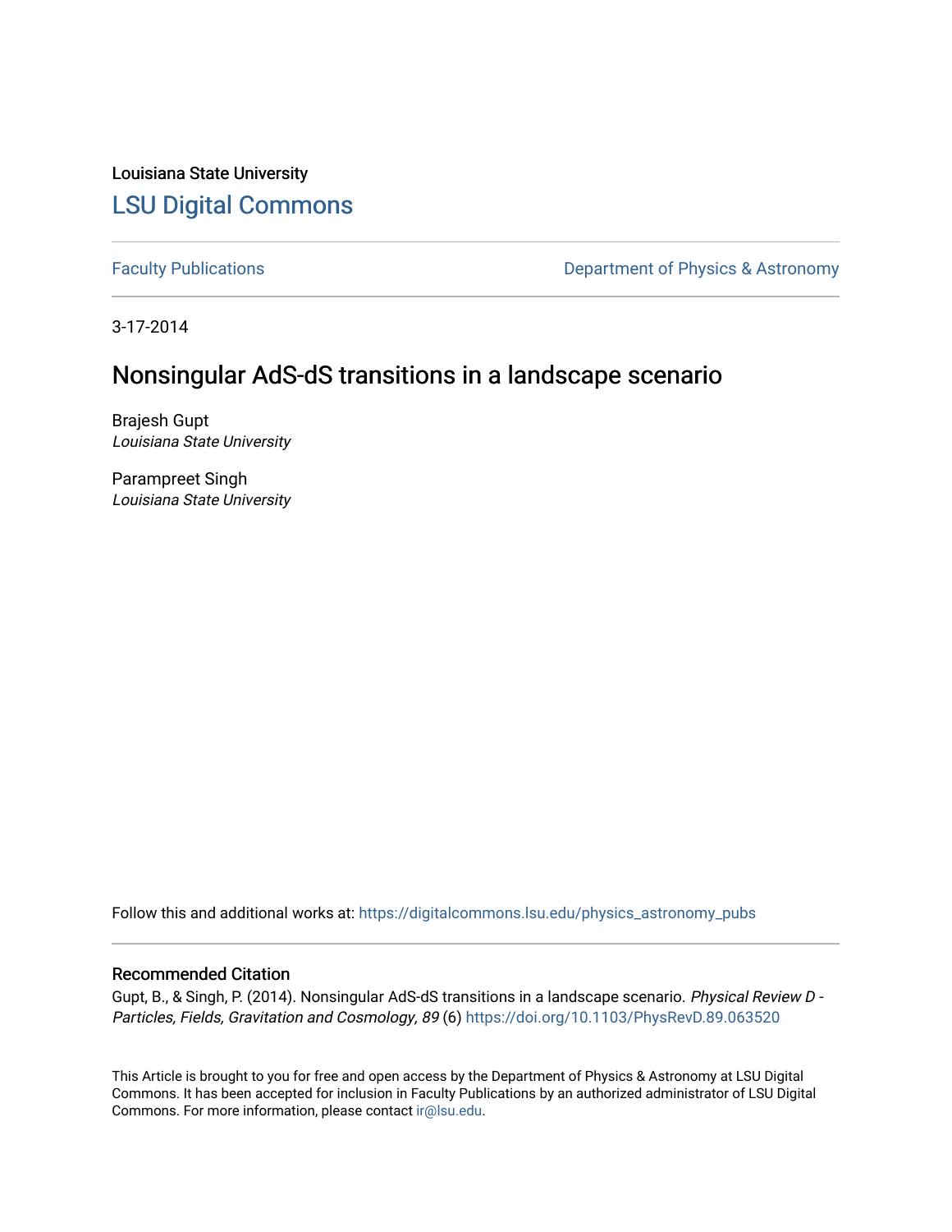Louisiana State University

# LSU Digital Commons

Faculty Publications | Department of Physics & Astronomy

3-17-2014

## Nonsingular AdS-dS transitions in a landscape scenario

Brajesh Gupt
*Louisiana State University*

Parampreet Singh
*Louisiana State University*

Follow this and additional works at: https://digitalcommons.lsu.edu/physics_astronomy_pubs

### Recommended Citation

Gupt, B., & Singh, P. (2014). Nonsingular AdS-dS transitions in a landscape scenario. *Physical Review D - Particles, Fields, Gravitation and Cosmology, 89* (6) https://doi.org/10.1103/PhysRevD.89.063520

This Article is brought to you for free and open access by the Department of Physics & Astronomy at LSU Digital Commons. It has been accepted for inclusion in Faculty Publications by an authorized administrator of LSU Digital Commons. For more information, please contact ir@lsu.edu.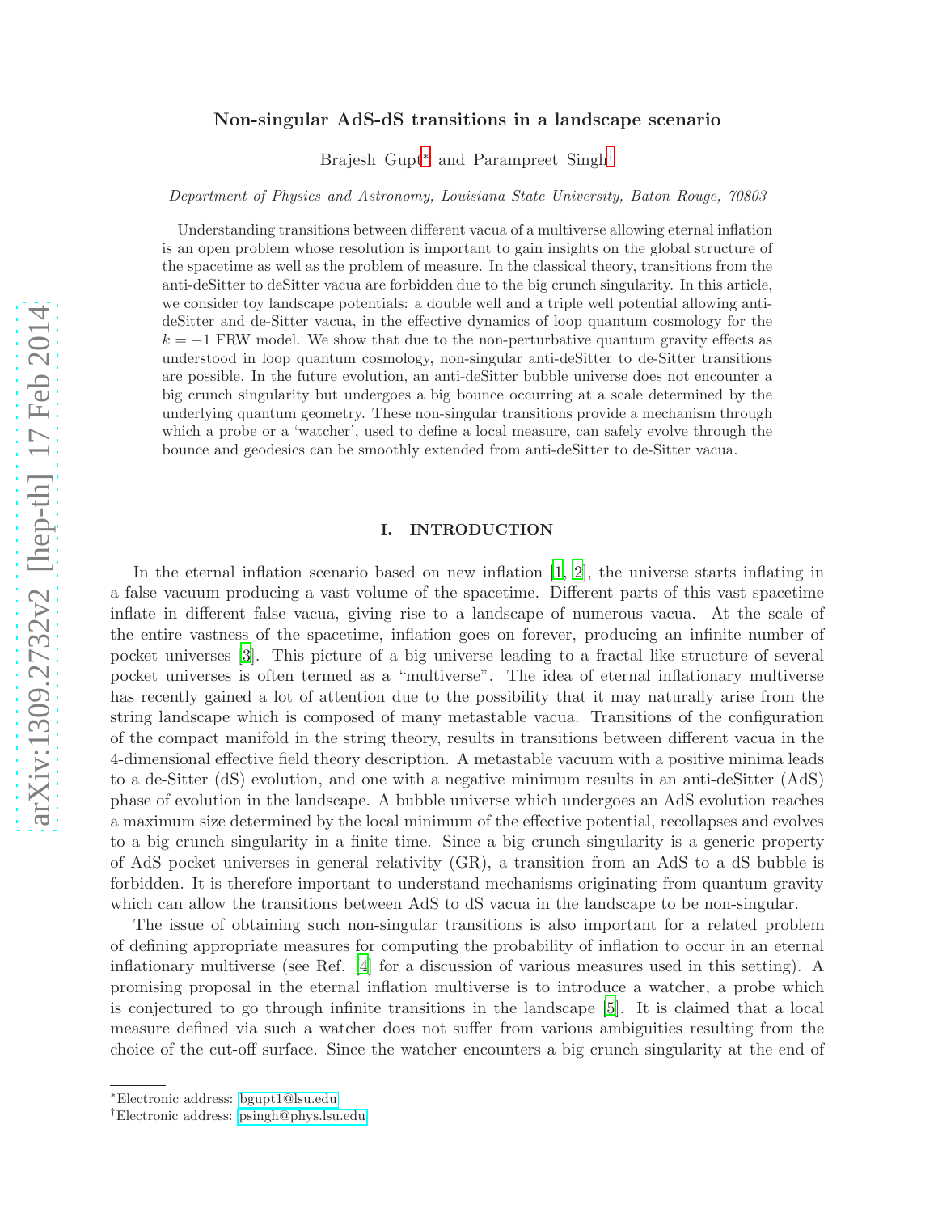# Non-singular AdS-dS transitions in a landscape scenario

Brajesh Gupt[*] and Parampreet Singh[†]

*Department of Physics and Astronomy, Louisiana State University, Baton Rouge, 70803*

Understanding transitions between different vacua of a multiverse allowing eternal inflation is an open problem whose resolution is important to gain insights on the global structure of the spacetime as well as the problem of measure. In the classical theory, transitions from the anti-deSitter to deSitter vacua are forbidden due to the big crunch singularity. In this article, we consider toy landscape potentials: a double well and a triple well potential allowing anti-deSitter and de-Sitter vacua, in the effective dynamics of loop quantum cosmology for the $k = -1$ FRW model. We show that due to the non-perturbative quantum gravity effects as understood in loop quantum cosmology, non-singular anti-deSitter to de-Sitter transitions are possible. In the future evolution, an anti-deSitter bubble universe does not encounter a big crunch singularity but undergoes a big bounce occurring at a scale determined by the underlying quantum geometry. These non-singular transitions provide a mechanism through which a probe or a 'watcher', used to define a local measure, can safely evolve through the bounce and geodesics can be smoothly extended from anti-deSitter to de-Sitter vacua.

## I. INTRODUCTION

In the eternal inflation scenario based on new inflation [1, 2], the universe starts inflating in a false vacuum producing a vast volume of the spacetime. Different parts of this vast spacetime inflate in different false vacua, giving rise to a landscape of numerous vacua. At the scale of the entire vastness of the spacetime, inflation goes on forever, producing an infinite number of pocket universes [3]. This picture of a big universe leading to a fractal like structure of several pocket universes is often termed as a "multiverse". The idea of eternal inflationary multiverse has recently gained a lot of attention due to the possibility that it may naturally arise from the string landscape which is composed of many metastable vacua. Transitions of the configuration of the compact manifold in the string theory, results in transitions between different vacua in the 4-dimensional effective field theory description. A metastable vacuum with a positive minima leads to a de-Sitter (dS) evolution, and one with a negative minimum results in an anti-deSitter (AdS) phase of evolution in the landscape. A bubble universe which undergoes an AdS evolution reaches a maximum size determined by the local minimum of the effective potential, recollapses and evolves to a big crunch singularity in a finite time. Since a big crunch singularity is a generic property of AdS pocket universes in general relativity (GR), a transition from an AdS to a dS bubble is forbidden. It is therefore important to understand mechanisms originating from quantum gravity which can allow the transitions between AdS to dS vacua in the landscape to be non-singular.

The issue of obtaining such non-singular transitions is also important for a related problem of defining appropriate measures for computing the probability of inflation to occur in an eternal inflationary multiverse (see Ref. [4] for a discussion of various measures used in this setting). A promising proposal in the eternal inflation multiverse is to introduce a watcher, a probe which is conjectured to go through infinite transitions in the landscape [5]. It is claimed that a local measure defined via such a watcher does not suffer from various ambiguities resulting from the choice of the cut-off surface. Since the watcher encounters a big crunch singularity at the end of

[*]Electronic address: bgupt1@lsu.edu

[†]Electronic address: psingh@phys.lsu.edu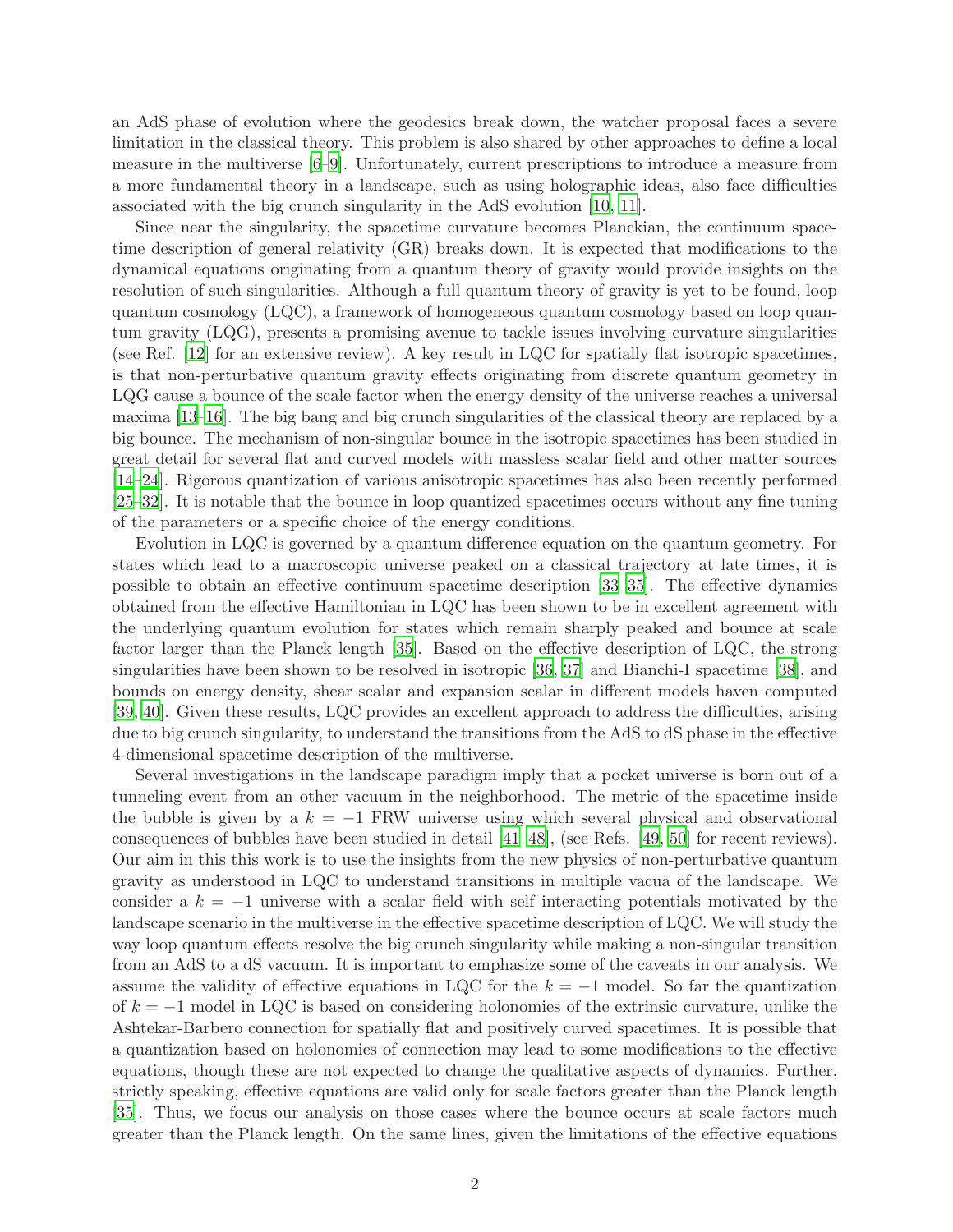an AdS phase of evolution where the geodesics break down, the watcher proposal faces a severe limitation in the classical theory. This problem is also shared by other approaches to define a local measure in the multiverse [6–9]. Unfortunately, current prescriptions to introduce a measure from a more fundamental theory in a landscape, such as using holographic ideas, also face difficulties associated with the big crunch singularity in the AdS evolution [10, 11].

Since near the singularity, the spacetime curvature becomes Planckian, the continuum spacetime description of general relativity (GR) breaks down. It is expected that modifications to the dynamical equations originating from a quantum theory of gravity would provide insights on the resolution of such singularities. Although a full quantum theory of gravity is yet to be found, loop quantum cosmology (LQC), a framework of homogeneous quantum cosmology based on loop quantum gravity (LQG), presents a promising avenue to tackle issues involving curvature singularities (see Ref. [12] for an extensive review). A key result in LQC for spatially flat isotropic spacetimes, is that non-perturbative quantum gravity effects originating from discrete quantum geometry in LQG cause a bounce of the scale factor when the energy density of the universe reaches a universal maxima [13–16]. The big bang and big crunch singularities of the classical theory are replaced by a big bounce. The mechanism of non-singular bounce in the isotropic spacetimes has been studied in great detail for several flat and curved models with massless scalar field and other matter sources [14–24]. Rigorous quantization of various anisotropic spacetimes has also been recently performed [25–32]. It is notable that the bounce in loop quantized spacetimes occurs without any fine tuning of the parameters or a specific choice of the energy conditions.

Evolution in LQC is governed by a quantum difference equation on the quantum geometry. For states which lead to a macroscopic universe peaked on a classical trajectory at late times, it is possible to obtain an effective continuum spacetime description [33–35]. The effective dynamics obtained from the effective Hamiltonian in LQC has been shown to be in excellent agreement with the underlying quantum evolution for states which remain sharply peaked and bounce at scale factor larger than the Planck length [35]. Based on the effective description of LQC, the strong singularities have been shown to be resolved in isotropic [36, 37] and Bianchi-I spacetime [38], and bounds on energy density, shear scalar and expansion scalar in different models haven computed [39, 40]. Given these results, LQC provides an excellent approach to address the difficulties, arising due to big crunch singularity, to understand the transitions from the AdS to dS phase in the effective 4-dimensional spacetime description of the multiverse.

Several investigations in the landscape paradigm imply that a pocket universe is born out of a tunneling event from an other vacuum in the neighborhood. The metric of the spacetime inside the bubble is given by a $k = -1$ FRW universe using which several physical and observational consequences of bubbles have been studied in detail [41–48], (see Refs. [49, 50] for recent reviews). Our aim in this this work is to use the insights from the new physics of non-perturbative quantum gravity as understood in LQC to understand transitions in multiple vacua of the landscape. We consider a $k = -1$ universe with a scalar field with self interacting potentials motivated by the landscape scenario in the multiverse in the effective spacetime description of LQC. We will study the way loop quantum effects resolve the big crunch singularity while making a non-singular transition from an AdS to a dS vacuum. It is important to emphasize some of the caveats in our analysis. We assume the validity of effective equations in LQC for the $k = -1$ model. So far the quantization of $k = -1$ model in LQC is based on considering holonomies of the extrinsic curvature, unlike the Ashtekar-Barbero connection for spatially flat and positively curved spacetimes. It is possible that a quantization based on holonomies of connection may lead to some modifications to the effective equations, though these are not expected to change the qualitative aspects of dynamics. Further, strictly speaking, effective equations are valid only for scale factors greater than the Planck length [35]. Thus, we focus our analysis on those cases where the bounce occurs at scale factors much greater than the Planck length. On the same lines, given the limitations of the effective equations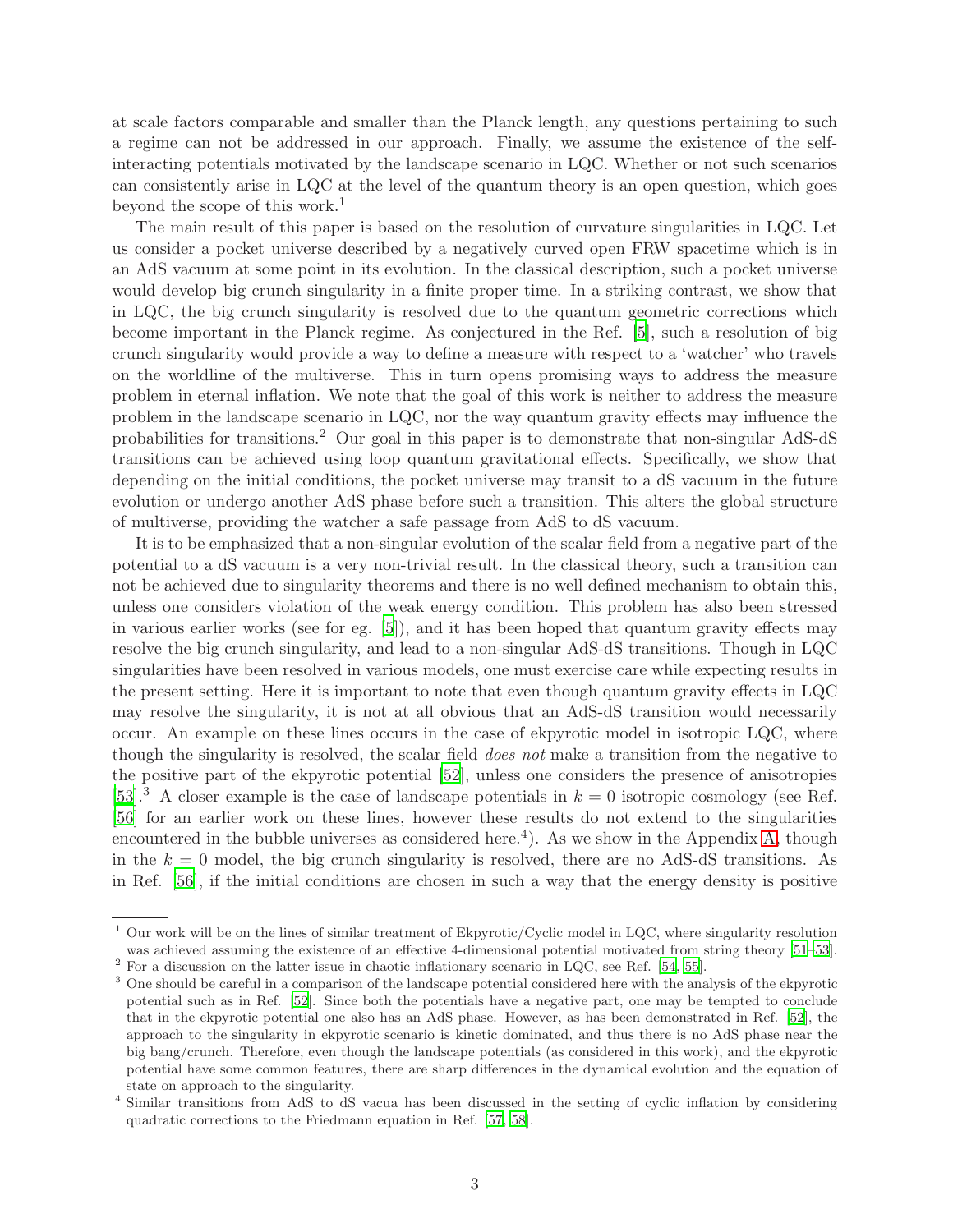at scale factors comparable and smaller than the Planck length, any questions pertaining to such a regime can not be addressed in our approach. Finally, we assume the existence of the self-interacting potentials motivated by the landscape scenario in LQC. Whether or not such scenarios can consistently arise in LQC at the level of the quantum theory is an open question, which goes beyond the scope of this work.[1]

The main result of this paper is based on the resolution of curvature singularities in LQC. Let us consider a pocket universe described by a negatively curved open FRW spacetime which is in an AdS vacuum at some point in its evolution. In the classical description, such a pocket universe would develop big crunch singularity in a finite proper time. In a striking contrast, we show that in LQC, the big crunch singularity is resolved due to the quantum geometric corrections which become important in the Planck regime. As conjectured in the Ref. [5], such a resolution of big crunch singularity would provide a way to define a measure with respect to a 'watcher' who travels on the worldline of the multiverse. This in turn opens promising ways to address the measure problem in eternal inflation. We note that the goal of this work is neither to address the measure problem in the landscape scenario in LQC, nor the way quantum gravity effects may influence the probabilities for transitions.[2] Our goal in this paper is to demonstrate that non-singular AdS-dS transitions can be achieved using loop quantum gravitational effects. Specifically, we show that depending on the initial conditions, the pocket universe may transit to a dS vacuum in the future evolution or undergo another AdS phase before such a transition. This alters the global structure of multiverse, providing the watcher a safe passage from AdS to dS vacuum.

It is to be emphasized that a non-singular evolution of the scalar field from a negative part of the potential to a dS vacuum is a very non-trivial result. In the classical theory, such a transition can not be achieved due to singularity theorems and there is no well defined mechanism to obtain this, unless one considers violation of the weak energy condition. This problem has also been stressed in various earlier works (see for eg. [5]), and it has been hoped that quantum gravity effects may resolve the big crunch singularity, and lead to a non-singular AdS-dS transitions. Though in LQC singularities have been resolved in various models, one must exercise care while expecting results in the present setting. Here it is important to note that even though quantum gravity effects in LQC may resolve the singularity, it is not at all obvious that an AdS-dS transition would necessarily occur. An example on these lines occurs in the case of ekpyrotic model in isotropic LQC, where though the singularity is resolved, the scalar field *does not* make a transition from the negative to the positive part of the ekpyrotic potential [52], unless one considers the presence of anisotropies [53].[3] A closer example is the case of landscape potentials in $k = 0$ isotropic cosmology (see Ref. [56] for an earlier work on these lines, however these results do not extend to the singularities encountered in the bubble universes as considered here.[4]). As we show in the Appendix A, though in the $k = 0$ model, the big crunch singularity is resolved, there are no AdS-dS transitions. As in Ref. [56], if the initial conditions are chosen in such a way that the energy density is positive

---

[1] Our work will be on the lines of similar treatment of Ekpyrotic/Cyclic model in LQC, where singularity resolution was achieved assuming the existence of an effective 4-dimensional potential motivated from string theory [51–53].

[2] For a discussion on the latter issue in chaotic inflationary scenario in LQC, see Ref. [54, 55].

[3] One should be careful in a comparison of the landscape potential considered here with the analysis of the ekpyrotic potential such as in Ref. [52]. Since both the potentials have a negative part, one may be tempted to conclude that in the ekpyrotic potential one also has an AdS phase. However, as has been demonstrated in Ref. [52], the approach to the singularity in ekpyrotic scenario is kinetic dominated, and thus there is no AdS phase near the big bang/crunch. Therefore, even though the landscape potentials (as considered in this work), and the ekpyrotic potential have some common features, there are sharp differences in the dynamical evolution and the equation of state on approach to the singularity.

[4] Similar transitions from AdS to dS vacua has been discussed in the setting of cyclic inflation by considering quadratic corrections to the Friedmann equation in Ref. [57, 58].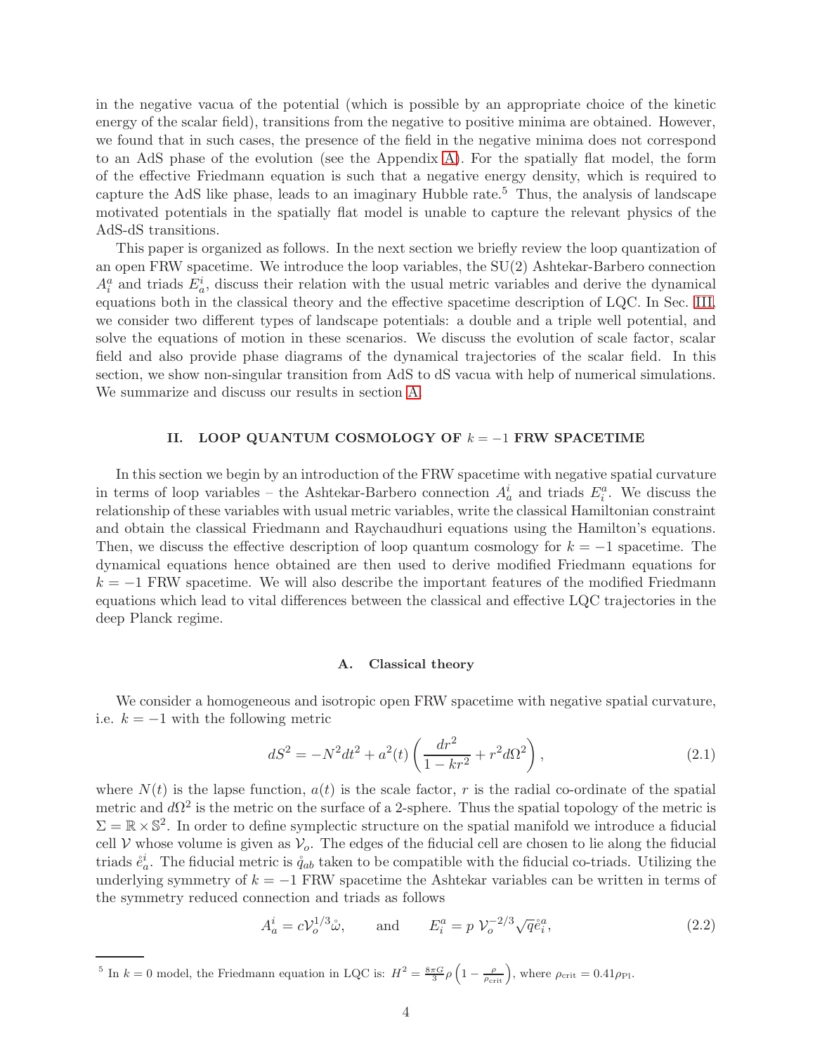in the negative vacua of the potential (which is possible by an appropriate choice of the kinetic energy of the scalar field), transitions from the negative to positive minima are obtained. However, we found that in such cases, the presence of the field in the negative minima does not correspond to an AdS phase of the evolution (see the Appendix A). For the spatially flat model, the form of the effective Friedmann equation is such that a negative energy density, which is required to capture the AdS like phase, leads to an imaginary Hubble rate.[5] Thus, the analysis of landscape motivated potentials in the spatially flat model is unable to capture the relevant physics of the AdS-dS transitions.

This paper is organized as follows. In the next section we briefly review the loop quantization of an open FRW spacetime. We introduce the loop variables, the SU(2) Ashtekar-Barbero connection $A^a_i$ and triads $E^i_a$, discuss their relation with the usual metric variables and derive the dynamical equations both in the classical theory and the effective spacetime description of LQC. In Sec. III, we consider two different types of landscape potentials: a double and a triple well potential, and solve the equations of motion in these scenarios. We discuss the evolution of scale factor, scalar field and also provide phase diagrams of the dynamical trajectories of the scalar field. In this section, we show non-singular transition from AdS to dS vacua with help of numerical simulations. We summarize and discuss our results in section A.

## II. LOOP QUANTUM COSMOLOGY OF $k = -1$ FRW SPACETIME

In this section we begin by an introduction of the FRW spacetime with negative spatial curvature in terms of loop variables – the Ashtekar-Barbero connection $A^i_a$ and triads $E^a_i$. We discuss the relationship of these variables with usual metric variables, write the classical Hamiltonian constraint and obtain the classical Friedmann and Raychaudhuri equations using the Hamilton's equations. Then, we discuss the effective description of loop quantum cosmology for $k = -1$ spacetime. The dynamical equations hence obtained are then used to derive modified Friedmann equations for $k = -1$ FRW spacetime. We will also describe the important features of the modified Friedmann equations which lead to vital differences between the classical and effective LQC trajectories in the deep Planck regime.

### A. Classical theory

We consider a homogeneous and isotropic open FRW spacetime with negative spatial curvature, i.e. $k = -1$ with the following metric

$$dS^2 = -N^2 dt^2 + a^2(t)\left(\frac{dr^2}{1-kr^2} + r^2 d\Omega^2\right), \tag{2.1}$$

where $N(t)$ is the lapse function, $a(t)$ is the scale factor, $r$ is the radial co-ordinate of the spatial metric and $d\Omega^2$ is the metric on the surface of a 2-sphere. Thus the spatial topology of the metric is $\Sigma = \mathbb{R} \times \mathbb{S}^2$. In order to define symplectic structure on the spatial manifold we introduce a fiducial cell $\mathcal{V}$ whose volume is given as $\mathcal{V}_o$. The edges of the fiducial cell are chosen to lie along the fiducial triads $\mathring{e}^i_a$. The fiducial metric is $\mathring{q}_{ab}$ taken to be compatible with the fiducial co-triads. Utilizing the underlying symmetry of $k = -1$ FRW spacetime the Ashtekar variables can be written in terms of the symmetry reduced connection and triads as follows

$$A^i_a = c\mathcal{V}_o^{1/3}\mathring{\omega}, \qquad \text{and} \qquad E^a_i = p\ \mathcal{V}_o^{-2/3}\sqrt{\mathring{q}}\mathring{e}^a_i, \tag{2.2}$$

[5] In $k = 0$ model, the Friedmann equation in LQC is: $H^2 = \frac{8\pi G}{3}\rho\left(1 - \frac{\rho}{\rho_{\rm crit}}\right)$, where $\rho_{\rm crit} = 0.41\rho_{\rm Pl}$.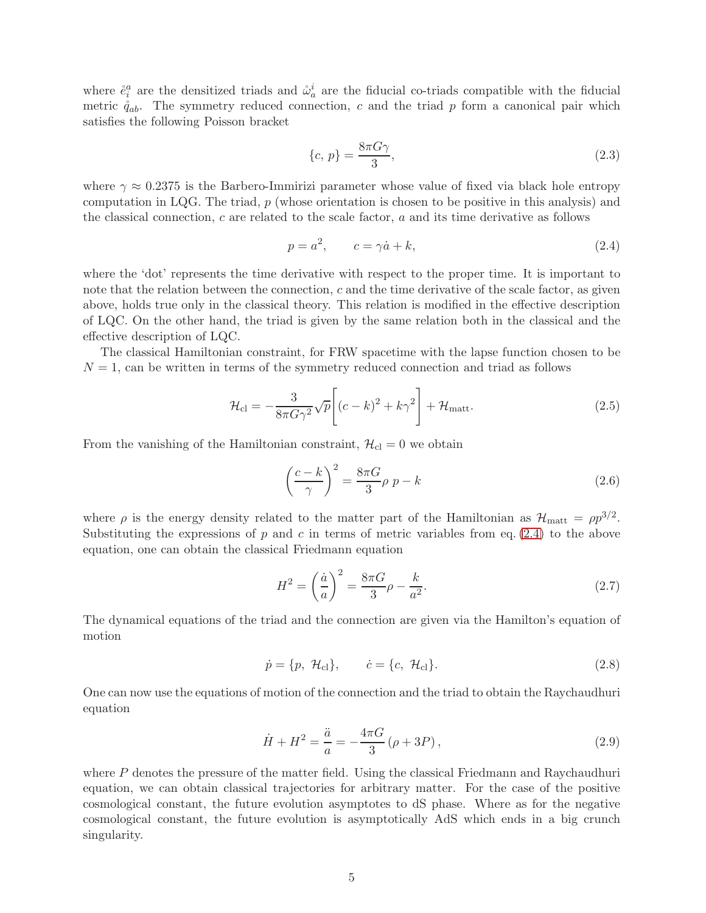where $\mathring{e}^a_i$ are the densitized triads and $\mathring{\omega}^i_a$ are the fiducial co-triads compatible with the fiducial metric $\mathring{q}_{ab}$. The symmetry reduced connection, $c$ and the triad $p$ form a canonical pair which satisfies the following Poisson bracket

$$\{c,\, p\} = \frac{8\pi G\gamma}{3}, \tag{2.3}$$

where $\gamma \approx 0.2375$ is the Barbero-Immirizi parameter whose value of fixed via black hole entropy computation in LQG. The triad, $p$ (whose orientation is chosen to be positive in this analysis) and the classical connection, $c$ are related to the scale factor, $a$ and its time derivative as follows

$$p = a^2, \qquad c = \gamma \dot{a} + k, \tag{2.4}$$

where the 'dot' represents the time derivative with respect to the proper time. It is important to note that the relation between the connection, $c$ and the time derivative of the scale factor, as given above, holds true only in the classical theory. This relation is modified in the effective description of LQC. On the other hand, the triad is given by the same relation both in the classical and the effective description of LQC.

The classical Hamiltonian constraint, for FRW spacetime with the lapse function chosen to be $N = 1$, can be written in terms of the symmetry reduced connection and triad as follows

$$\mathcal{H}_{\rm cl} = -\frac{3}{8\pi G\gamma^2}\sqrt{p}\left[(c-k)^2 + k\gamma^2\right] + \mathcal{H}_{\rm matt}. \tag{2.5}$$

From the vanishing of the Hamiltonian constraint, $\mathcal{H}_{\rm cl} = 0$ we obtain

$$\left(\frac{c-k}{\gamma}\right)^2 = \frac{8\pi G}{3}\rho\; p - k \tag{2.6}$$

where $\rho$ is the energy density related to the matter part of the Hamiltonian as $\mathcal{H}_{\rm matt} = \rho p^{3/2}$. Substituting the expressions of $p$ and $c$ in terms of metric variables from eq. (2.4) to the above equation, one can obtain the classical Friedmann equation

$$H^2 = \left(\frac{\dot{a}}{a}\right)^2 = \frac{8\pi G}{3}\rho - \frac{k}{a^2}. \tag{2.7}$$

The dynamical equations of the triad and the connection are given via the Hamilton's equation of motion

$$\dot{p} = \{p,\; \mathcal{H}_{\rm cl}\}, \qquad \dot{c} = \{c,\; \mathcal{H}_{\rm cl}\}. \tag{2.8}$$

One can now use the equations of motion of the connection and the triad to obtain the Raychaudhuri equation

$$\dot{H} + H^2 = \frac{\ddot{a}}{a} = -\frac{4\pi G}{3}\left(\rho + 3P\right), \tag{2.9}$$

where $P$ denotes the pressure of the matter field. Using the classical Friedmann and Raychaudhuri equation, we can obtain classical trajectories for arbitrary matter. For the case of the positive cosmological constant, the future evolution asymptotes to dS phase. Where as for the negative cosmological constant, the future evolution is asymptotically AdS which ends in a big crunch singularity.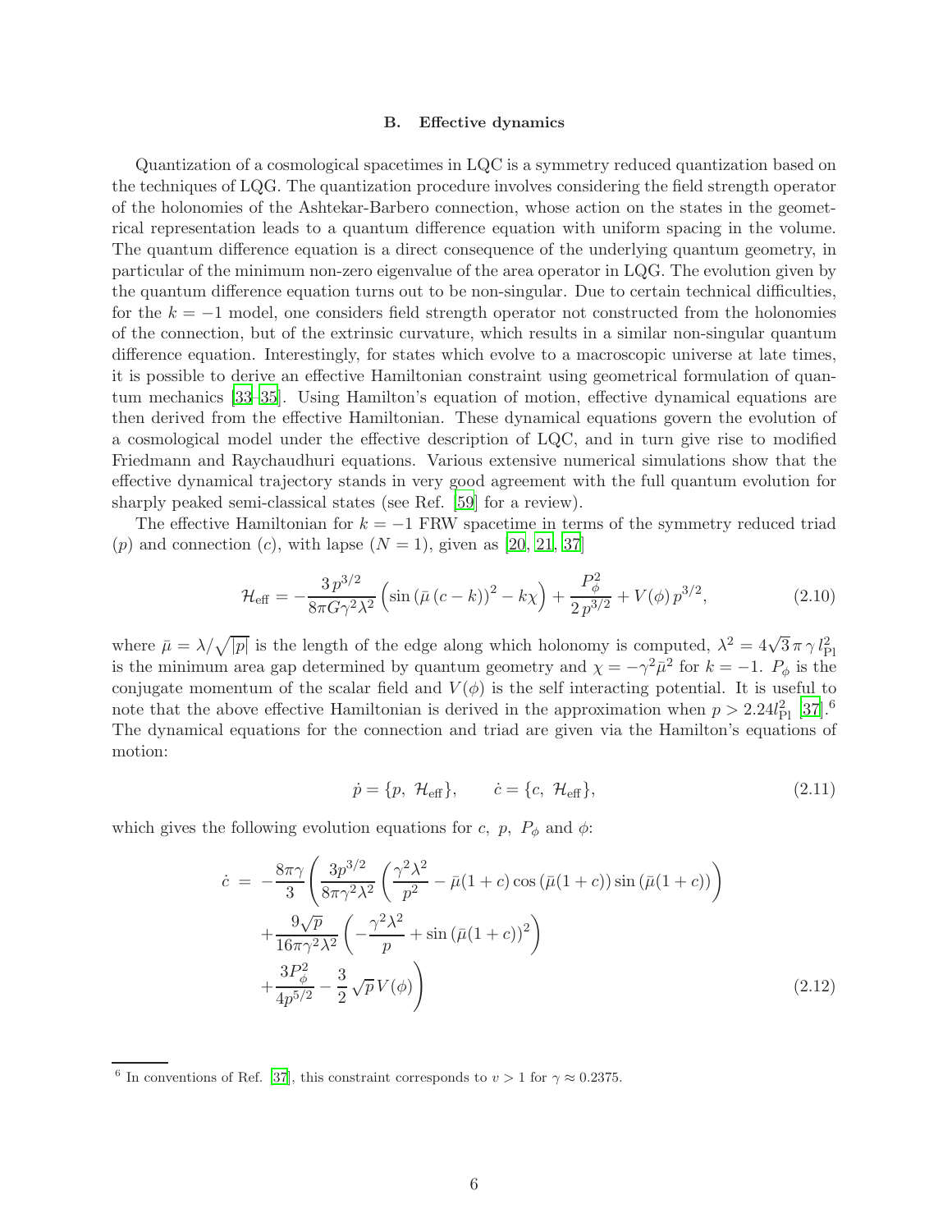### B. Effective dynamics

Quantization of a cosmological spacetimes in LQC is a symmetry reduced quantization based on the techniques of LQG. The quantization procedure involves considering the field strength operator of the holonomies of the Ashtekar-Barbero connection, whose action on the states in the geometrical representation leads to a quantum difference equation with uniform spacing in the volume. The quantum difference equation is a direct consequence of the underlying quantum geometry, in particular of the minimum non-zero eigenvalue of the area operator in LQG. The evolution given by the quantum difference equation turns out to be non-singular. Due to certain technical difficulties, for the $k = -1$ model, one considers field strength operator not constructed from the holonomies of the connection, but of the extrinsic curvature, which results in a similar non-singular quantum difference equation. Interestingly, for states which evolve to a macroscopic universe at late times, it is possible to derive an effective Hamiltonian constraint using geometrical formulation of quantum mechanics [33–35]. Using Hamilton's equation of motion, effective dynamical equations are then derived from the effective Hamiltonian. These dynamical equations govern the evolution of a cosmological model under the effective description of LQC, and in turn give rise to modified Friedmann and Raychaudhuri equations. Various extensive numerical simulations show that the effective dynamical trajectory stands in very good agreement with the full quantum evolution for sharply peaked semi-classical states (see Ref. [59] for a review).

The effective Hamiltonian for $k = -1$ FRW spacetime in terms of the symmetry reduced triad ($p$) and connection ($c$), with lapse ($N = 1$), given as [20, 21, 37]

$$\mathcal{H}_{\rm eff} = -\frac{3\,p^{3/2}}{8\pi G\gamma^2\lambda^2}\left(\sin\left(\bar{\mu}\,(c-k)\right)^2 - k\chi\right) + \frac{P_\phi^2}{2\,p^{3/2}} + V(\phi)\,p^{3/2}, \tag{2.10}$$

where $\bar{\mu} = \lambda/\sqrt{|p|}$ is the length of the edge along which holonomy is computed, $\lambda^2 = 4\sqrt{3}\,\pi\,\gamma\,l_{\rm Pl}^2$ is the minimum area gap determined by quantum geometry and $\chi = -\gamma^2\bar{\mu}^2$ for $k = -1$. $P_\phi$ is the conjugate momentum of the scalar field and $V(\phi)$ is the self interacting potential. It is useful to note that the above effective Hamiltonian is derived in the approximation when $p > 2.24 l_{\rm Pl}^2$ [37].[6] The dynamical equations for the connection and triad are given via the Hamilton's equations of motion:

$$\dot{p} = \{p,\ \mathcal{H}_{\rm eff}\}, \qquad \dot{c} = \{c,\ \mathcal{H}_{\rm eff}\}, \tag{2.11}$$

which gives the following evolution equations for $c$, $p$, $P_\phi$ and $\phi$:

$$\begin{aligned}\dot{c} \;=\; & -\frac{8\pi\gamma}{3}\Bigg(\frac{3p^{3/2}}{8\pi\gamma^2\lambda^2}\left(\frac{\gamma^2\lambda^2}{p^2} - \bar{\mu}(1+c)\cos\left(\bar{\mu}(1+c)\right)\sin\left(\bar{\mu}(1+c)\right)\right) \\ & + \frac{9\sqrt{p}}{16\pi\gamma^2\lambda^2}\left(-\frac{\gamma^2\lambda^2}{p} + \sin\left(\bar{\mu}(1+c)\right)^2\right) \\ & + \frac{3P_\phi^2}{4p^{5/2}} - \frac{3}{2}\sqrt{p}\,V(\phi)\Bigg)\end{aligned} \tag{2.12}$$

[6] In conventions of Ref. [37], this constraint corresponds to $v > 1$ for $\gamma \approx 0.2375$.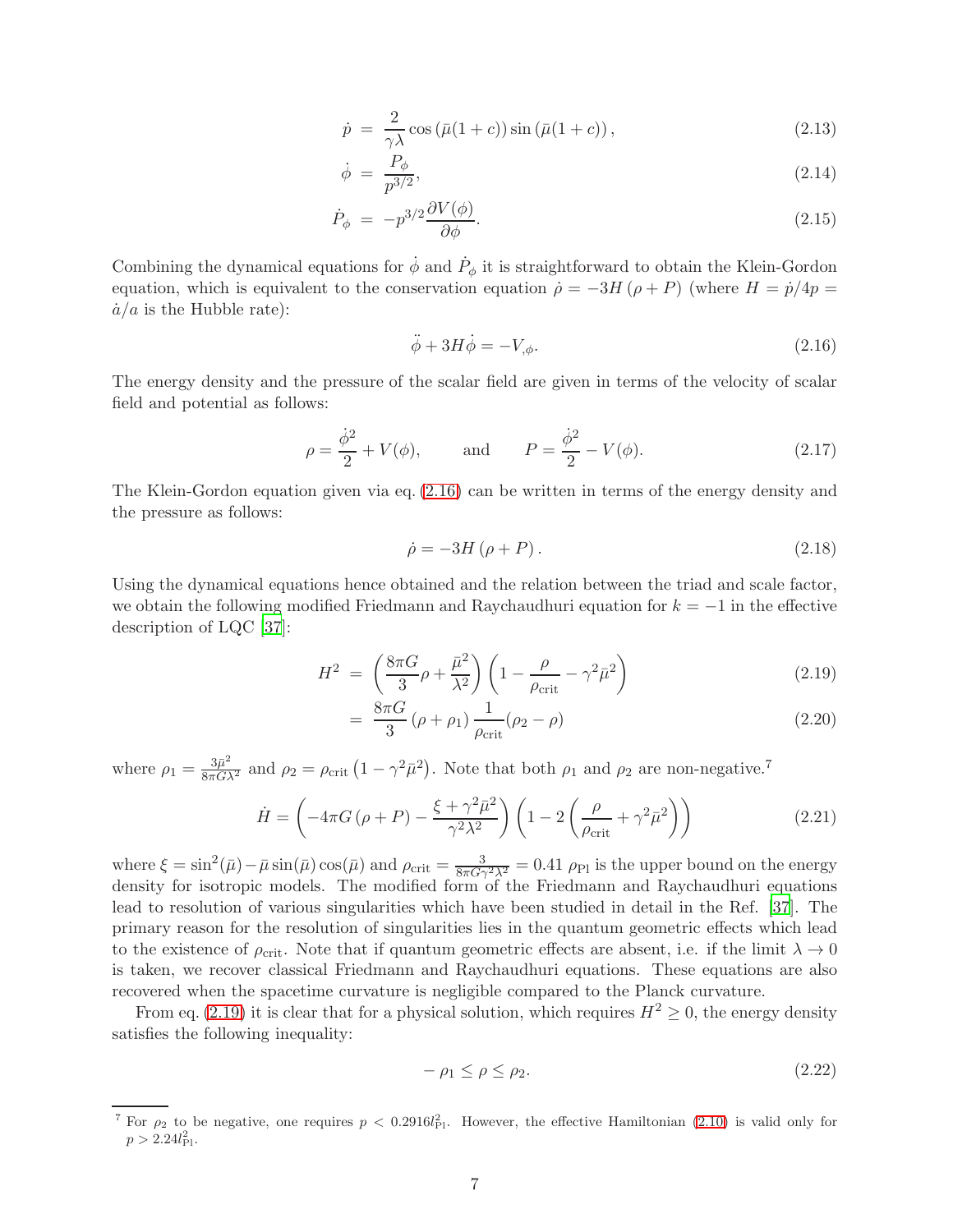$$\dot{p} = \frac{2}{\gamma\lambda}\cos\left(\bar{\mu}(1+c)\right)\sin\left(\bar{\mu}(1+c)\right), \tag{2.13}$$

$$\dot{\phi} = \frac{P_\phi}{p^{3/2}}, \tag{2.14}$$

$$\dot{P}_\phi = -p^{3/2}\frac{\partial V(\phi)}{\partial \phi}. \tag{2.15}$$

Combining the dynamical equations for $\dot{\phi}$ and $\dot{P}_\phi$ it is straightforward to obtain the Klein-Gordon equation, which is equivalent to the conservation equation $\dot{\rho} = -3H(\rho + P)$ (where $H = \dot{p}/4p = \dot{a}/a$ is the Hubble rate):

$$\ddot{\phi} + 3H\dot{\phi} = -V_{,\phi}. \tag{2.16}$$

The energy density and the pressure of the scalar field are given in terms of the velocity of scalar field and potential as follows:

$$\rho = \frac{\dot{\phi}^2}{2} + V(\phi), \qquad \text{and} \qquad P = \frac{\dot{\phi}^2}{2} - V(\phi). \tag{2.17}$$

The Klein-Gordon equation given via eq. (2.16) can be written in terms of the energy density and the pressure as follows:

$$\dot{\rho} = -3H\left(\rho + P\right). \tag{2.18}$$

Using the dynamical equations hence obtained and the relation between the triad and scale factor, we obtain the following modified Friedmann and Raychaudhuri equation for $k = -1$ in the effective description of LQC [37]:

$$H^2 = \left(\frac{8\pi G}{3}\rho + \frac{\bar{\mu}^2}{\lambda^2}\right)\left(1 - \frac{\rho}{\rho_{\rm crit}} - \gamma^2\bar{\mu}^2\right) \tag{2.19}$$

$$= \frac{8\pi G}{3}\left(\rho + \rho_1\right)\frac{1}{\rho_{\rm crit}}(\rho_2 - \rho) \tag{2.20}$$

where $\rho_1 = \frac{3\bar{\mu}^2}{8\pi G\lambda^2}$ and $\rho_2 = \rho_{\rm crit}\left(1 - \gamma^2\bar{\mu}^2\right)$. Note that both $\rho_1$ and $\rho_2$ are non-negative.[7]

$$\dot{H} = \left(-4\pi G\left(\rho + P\right) - \frac{\xi + \gamma^2\bar{\mu}^2}{\gamma^2\lambda^2}\right)\left(1 - 2\left(\frac{\rho}{\rho_{\rm crit}} + \gamma^2\bar{\mu}^2\right)\right) \tag{2.21}$$

where $\xi = \sin^2(\bar{\mu}) - \bar{\mu}\sin(\bar{\mu})\cos(\bar{\mu})$ and $\rho_{\rm crit} = \frac{3}{8\pi G\gamma^2\lambda^2} = 0.41\ \rho_{\rm Pl}$ is the upper bound on the energy density for isotropic models. The modified form of the Friedmann and Raychaudhuri equations lead to resolution of various singularities which have been studied in detail in the Ref. [37]. The primary reason for the resolution of singularities lies in the quantum geometric effects which lead to the existence of $\rho_{\rm crit}$. Note that if quantum geometric effects are absent, i.e. if the limit $\lambda \to 0$ is taken, we recover classical Friedmann and Raychaudhuri equations. These equations are also recovered when the spacetime curvature is negligible compared to the Planck curvature.

From eq. (2.19) it is clear that for a physical solution, which requires $H^2 \geq 0$, the energy density satisfies the following inequality:

$$-\rho_1 \leq \rho \leq \rho_2. \tag{2.22}$$

[7] For $\rho_2$ to be negative, one requires $p < 0.2916 l_{\rm Pl}^2$. However, the effective Hamiltonian (2.10) is valid only for $p > 2.24 l_{\rm Pl}^2$.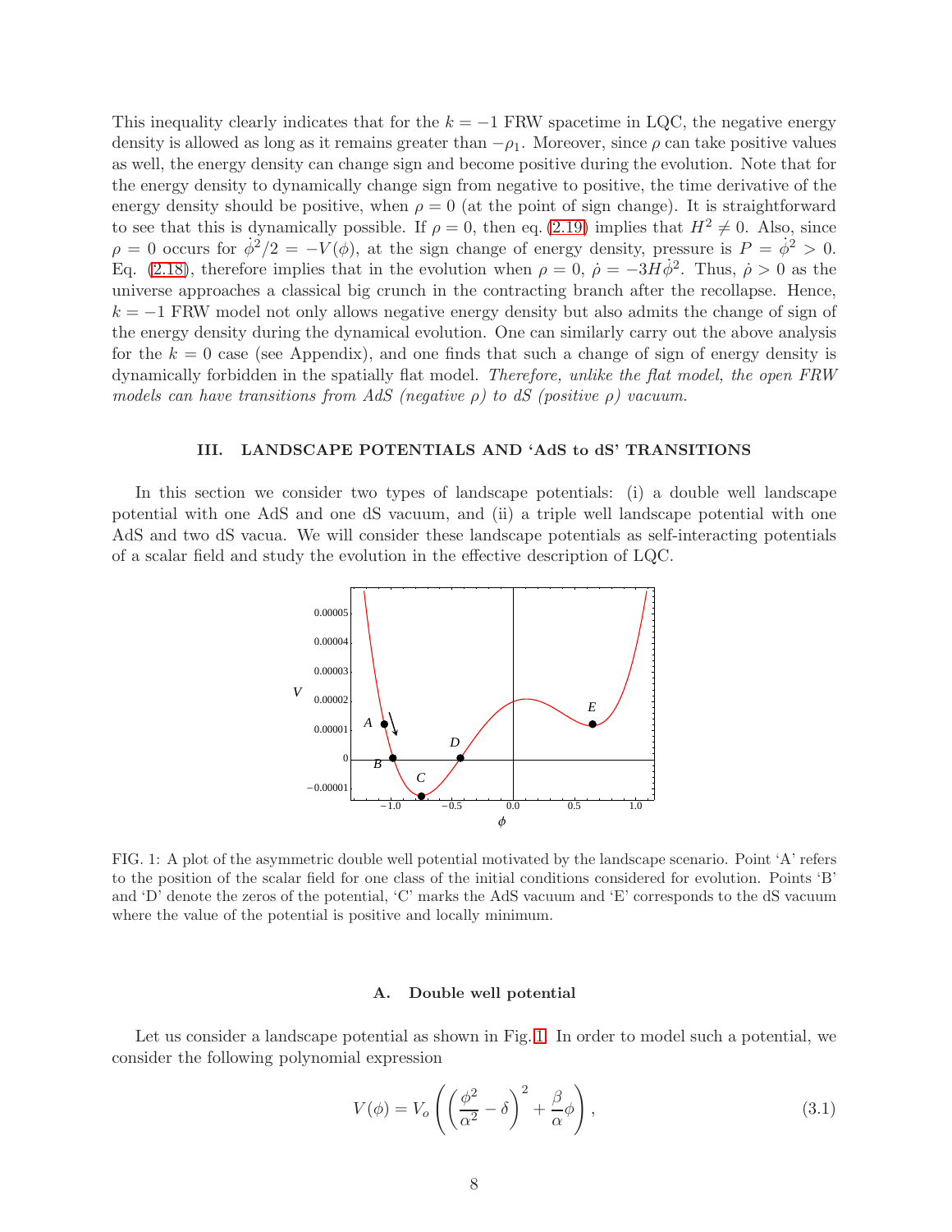This inequality clearly indicates that for the $k = -1$ FRW spacetime in LQC, the negative energy density is allowed as long as it remains greater than $-\rho_1$. Moreover, since $\rho$ can take positive values as well, the energy density can change sign and become positive during the evolution. Note that for the energy density to dynamically change sign from negative to positive, the time derivative of the energy density should be positive, when $\rho = 0$ (at the point of sign change). It is straightforward to see that this is dynamically possible. If $\rho = 0$, then eq. (2.19) implies that $H^2 \neq 0$. Also, since $\rho = 0$ occurs for $\dot{\phi}^2/2 = -V(\phi)$, at the sign change of energy density, pressure is $P = \dot{\phi}^2 > 0$. Eq. (2.18), therefore implies that in the evolution when $\rho = 0$, $\dot{\rho} = -3H\dot{\phi}^2$. Thus, $\dot{\rho} > 0$ as the universe approaches a classical big crunch in the contracting branch after the recollapse. Hence, $k = -1$ FRW model not only allows negative energy density but also admits the change of sign of the energy density during the dynamical evolution. One can similarly carry out the above analysis for the $k = 0$ case (see Appendix), and one finds that such a change of sign of energy density is dynamically forbidden in the spatially flat model. *Therefore, unlike the flat model, the open FRW models can have transitions from AdS (negative $\rho$) to dS (positive $\rho$) vacuum.*

## III. LANDSCAPE POTENTIALS AND 'AdS to dS' TRANSITIONS

In this section we consider two types of landscape potentials: (i) a double well landscape potential with one AdS and one dS vacuum, and (ii) a triple well landscape potential with one AdS and two dS vacua. We will consider these landscape potentials as self-interacting potentials of a scalar field and study the evolution in the effective description of LQC.

FIG. 1: A plot of the asymmetric double well potential motivated by the landscape scenario. Point 'A' refers to the position of the scalar field for one class of the initial conditions considered for evolution. Points 'B' and 'D' denote the zeros of the potential, 'C' marks the AdS vacuum and 'E' corresponds to the dS vacuum where the value of the potential is positive and locally minimum.

### A. Double well potential

Let us consider a landscape potential as shown in Fig. 1. In order to model such a potential, we consider the following polynomial expression

$$V(\phi) = V_o \left( \left( \frac{\phi^2}{\alpha^2} - \delta \right)^2 + \frac{\beta}{\alpha}\phi \right), \tag{3.1}$$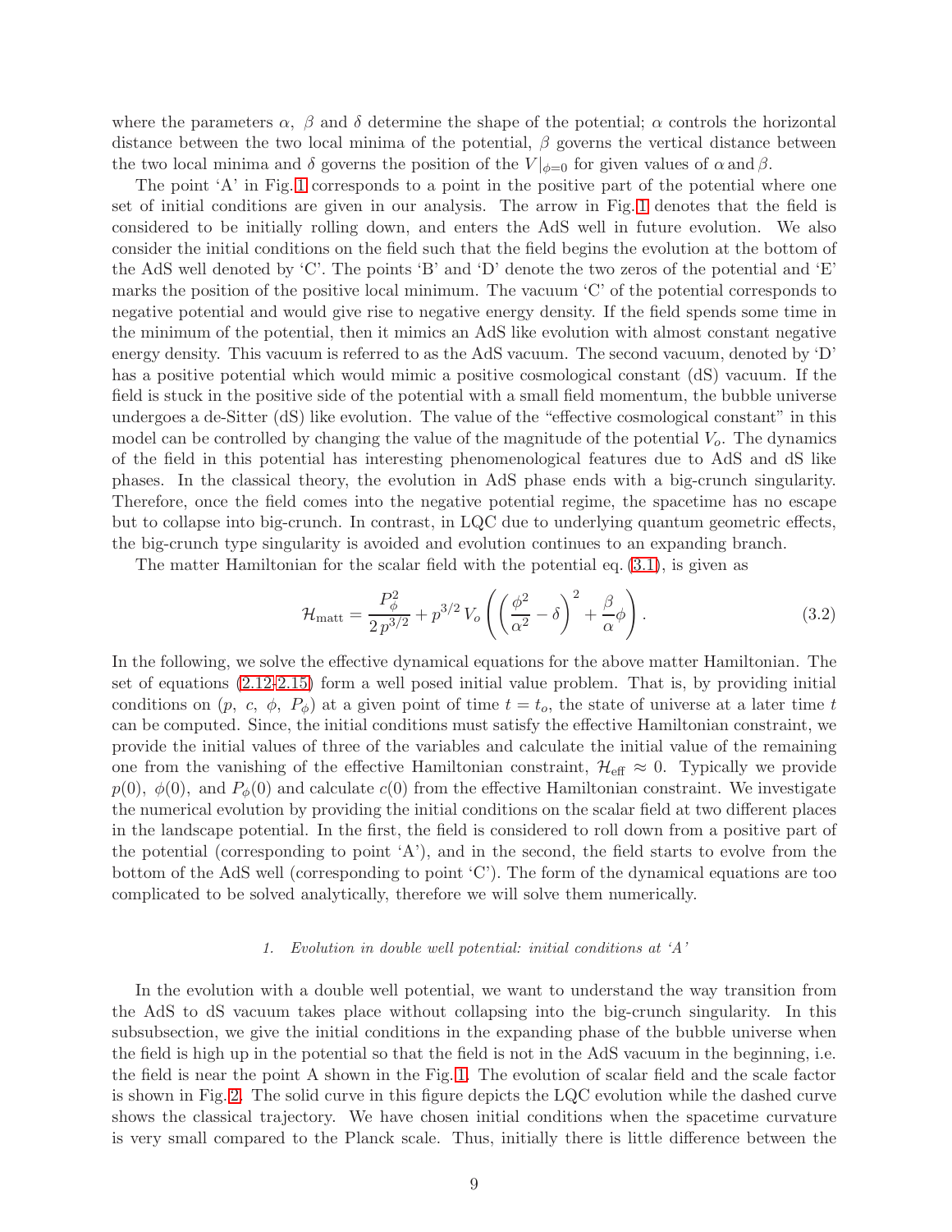where the parameters $\alpha$, $\beta$ and $\delta$ determine the shape of the potential; $\alpha$ controls the horizontal distance between the two local minima of the potential, $\beta$ governs the vertical distance between the two local minima and $\delta$ governs the position of the $V|_{\phi=0}$ for given values of $\alpha$ and $\beta$.

The point 'A' in Fig. 1 corresponds to a point in the positive part of the potential where one set of initial conditions are given in our analysis. The arrow in Fig. 1 denotes that the field is considered to be initially rolling down, and enters the AdS well in future evolution. We also consider the initial conditions on the field such that the field begins the evolution at the bottom of the AdS well denoted by 'C'. The points 'B' and 'D' denote the two zeros of the potential and 'E' marks the position of the positive local minimum. The vacuum 'C' of the potential corresponds to negative potential and would give rise to negative energy density. If the field spends some time in the minimum of the potential, then it mimics an AdS like evolution with almost constant negative energy density. This vacuum is referred to as the AdS vacuum. The second vacuum, denoted by 'D' has a positive potential which would mimic a positive cosmological constant (dS) vacuum. If the field is stuck in the positive side of the potential with a small field momentum, the bubble universe undergoes a de-Sitter (dS) like evolution. The value of the "effective cosmological constant" in this model can be controlled by changing the value of the magnitude of the potential $V_o$. The dynamics of the field in this potential has interesting phenomenological features due to AdS and dS like phases. In the classical theory, the evolution in AdS phase ends with a big-crunch singularity. Therefore, once the field comes into the negative potential regime, the spacetime has no escape but to collapse into big-crunch. In contrast, in LQC due to underlying quantum geometric effects, the big-crunch type singularity is avoided and evolution continues to an expanding branch.

The matter Hamiltonian for the scalar field with the potential eq. (3.1), is given as

$$\mathcal{H}_{\rm matt} = \frac{P_\phi^2}{2\,p^{3/2}} + p^{3/2}\,V_o\left(\left(\frac{\phi^2}{\alpha^2} - \delta\right)^2 + \frac{\beta}{\alpha}\phi\right). \tag{3.2}$$

In the following, we solve the effective dynamical equations for the above matter Hamiltonian. The set of equations (2.12-2.15) form a well posed initial value problem. That is, by providing initial conditions on $(p,\ c,\ \phi,\ P_\phi)$ at a given point of time $t = t_o$, the state of universe at a later time $t$ can be computed. Since, the initial conditions must satisfy the effective Hamiltonian constraint, we provide the initial values of three of the variables and calculate the initial value of the remaining one from the vanishing of the effective Hamiltonian constraint, $\mathcal{H}_{\rm eff} \approx 0$. Typically we provide $p(0)$, $\phi(0)$, and $P_\phi(0)$ and calculate $c(0)$ from the effective Hamiltonian constraint. We investigate the numerical evolution by providing the initial conditions on the scalar field at two different places in the landscape potential. In the first, the field is considered to roll down from a positive part of the potential (corresponding to point 'A'), and in the second, the field starts to evolve from the bottom of the AdS well (corresponding to point 'C'). The form of the dynamical equations are too complicated to be solved analytically, therefore we will solve them numerically.

#### 1. *Evolution in double well potential: initial conditions at 'A'*

In the evolution with a double well potential, we want to understand the way transition from the AdS to dS vacuum takes place without collapsing into the big-crunch singularity. In this subsubsection, we give the initial conditions in the expanding phase of the bubble universe when the field is high up in the potential so that the field is not in the AdS vacuum in the beginning, i.e. the field is near the point A shown in the Fig. 1. The evolution of scalar field and the scale factor is shown in Fig. 2. The solid curve in this figure depicts the LQC evolution while the dashed curve shows the classical trajectory. We have chosen initial conditions when the spacetime curvature is very small compared to the Planck scale. Thus, initially there is little difference between the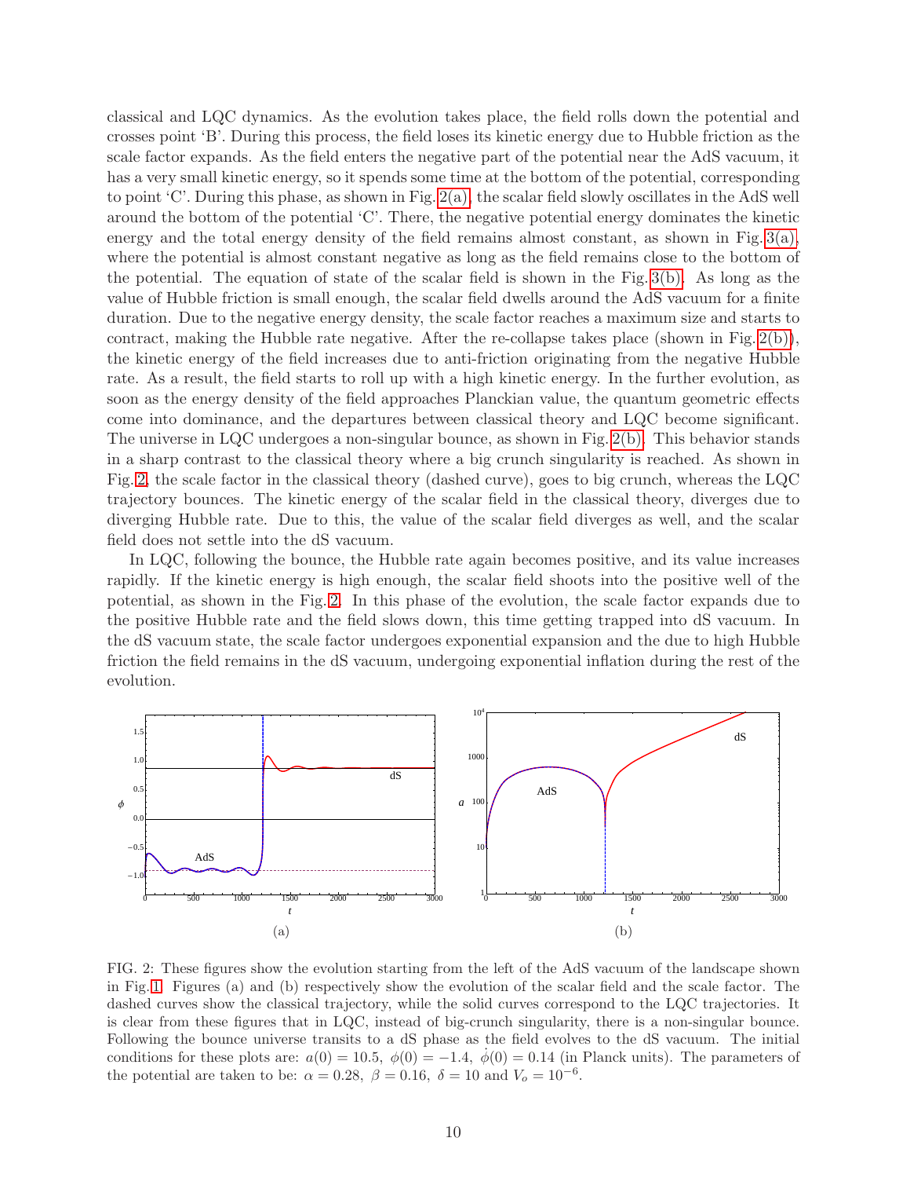classical and LQC dynamics. As the evolution takes place, the field rolls down the potential and crosses point 'B'. During this process, the field loses its kinetic energy due to Hubble friction as the scale factor expands. As the field enters the negative part of the potential near the AdS vacuum, it has a very small kinetic energy, so it spends some time at the bottom of the potential, corresponding to point 'C'. During this phase, as shown in Fig. 2(a), the scalar field slowly oscillates in the AdS well around the bottom of the potential 'C'. There, the negative potential energy dominates the kinetic energy and the total energy density of the field remains almost constant, as shown in Fig. 3(a), where the potential is almost constant negative as long as the field remains close to the bottom of the potential. The equation of state of the scalar field is shown in the Fig. 3(b). As long as the value of Hubble friction is small enough, the scalar field dwells around the AdS vacuum for a finite duration. Due to the negative energy density, the scale factor reaches a maximum size and starts to contract, making the Hubble rate negative. After the re-collapse takes place (shown in Fig. 2(b)), the kinetic energy of the field increases due to anti-friction originating from the negative Hubble rate. As a result, the field starts to roll up with a high kinetic energy. In the further evolution, as soon as the energy density of the field approaches Planckian value, the quantum geometric effects come into dominance, and the departures between classical theory and LQC become significant. The universe in LQC undergoes a non-singular bounce, as shown in Fig. 2(b). This behavior stands in a sharp contrast to the classical theory where a big crunch singularity is reached. As shown in Fig. 2, the scale factor in the classical theory (dashed curve), goes to big crunch, whereas the LQC trajectory bounces. The kinetic energy of the scalar field in the classical theory, diverges due to diverging Hubble rate. Due to this, the value of the scalar field diverges as well, and the scalar field does not settle into the dS vacuum.

In LQC, following the bounce, the Hubble rate again becomes positive, and its value increases rapidly. If the kinetic energy is high enough, the scalar field shoots into the positive well of the potential, as shown in the Fig. 2. In this phase of the evolution, the scale factor expands due to the positive Hubble rate and the field slows down, this time getting trapped into dS vacuum. In the dS vacuum state, the scale factor undergoes exponential expansion and the due to high Hubble friction the field remains in the dS vacuum, undergoing exponential inflation during the rest of the evolution.

(a)

(b)

FIG. 2: These figures show the evolution starting from the left of the AdS vacuum of the landscape shown in Fig. 1. Figures (a) and (b) respectively show the evolution of the scalar field and the scale factor. The dashed curves show the classical trajectory, while the solid curves correspond to the LQC trajectories. It is clear from these figures that in LQC, instead of big-crunch singularity, there is a non-singular bounce. Following the bounce universe transits to a dS phase as the field evolves to the dS vacuum. The initial conditions for these plots are: $a(0) = 10.5,\ \phi(0) = -1.4,\ \dot{\phi}(0) = 0.14$ (in Planck units). The parameters of the potential are taken to be: $\alpha = 0.28,\ \beta = 0.16,\ \delta = 10$ and $V_o = 10^{-6}$.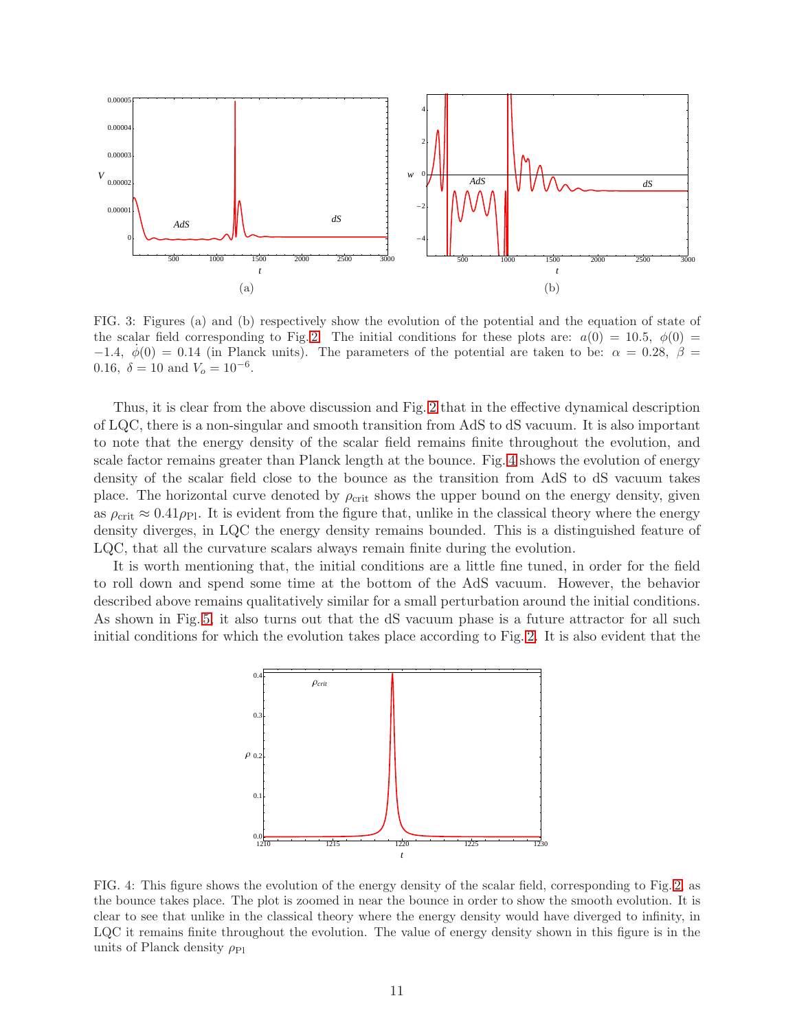(a)

(b)

FIG. 3: Figures (a) and (b) respectively show the evolution of the potential and the equation of state of the scalar field corresponding to Fig. 2. The initial conditions for these plots are: $a(0) = 10.5$, $\phi(0) = -1.4$, $\dot{\phi}(0) = 0.14$ (in Planck units). The parameters of the potential are taken to be: $\alpha = 0.28$, $\beta = 0.16$, $\delta = 10$ and $V_o = 10^{-6}$.

Thus, it is clear from the above discussion and Fig. 2 that in the effective dynamical description of LQC, there is a non-singular and smooth transition from AdS to dS vacuum. It is also important to note that the energy density of the scalar field remains finite throughout the evolution, and scale factor remains greater than Planck length at the bounce. Fig. 4 shows the evolution of energy density of the scalar field close to the bounce as the transition from AdS to dS vacuum takes place. The horizontal curve denoted by $\rho_{\rm crit}$ shows the upper bound on the energy density, given as $\rho_{\rm crit} \approx 0.41\rho_{\rm Pl}$. It is evident from the figure that, unlike in the classical theory where the energy density diverges, in LQC the energy density remains bounded. This is a distinguished feature of LQC, that all the curvature scalars always remain finite during the evolution.

It is worth mentioning that, the initial conditions are a little fine tuned, in order for the field to roll down and spend some time at the bottom of the AdS vacuum. However, the behavior described above remains qualitatively similar for a small perturbation around the initial conditions. As shown in Fig. 5, it also turns out that the dS vacuum phase is a future attractor for all such initial conditions for which the evolution takes place according to Fig. 2. It is also evident that the

FIG. 4: This figure shows the evolution of the energy density of the scalar field, corresponding to Fig. 2, as the bounce takes place. The plot is zoomed in near the bounce in order to show the smooth evolution. It is clear to see that unlike in the classical theory where the energy density would have diverged to infinity, in LQC it remains finite throughout the evolution. The value of energy density shown in this figure is in the units of Planck density $\rho_{\rm Pl}$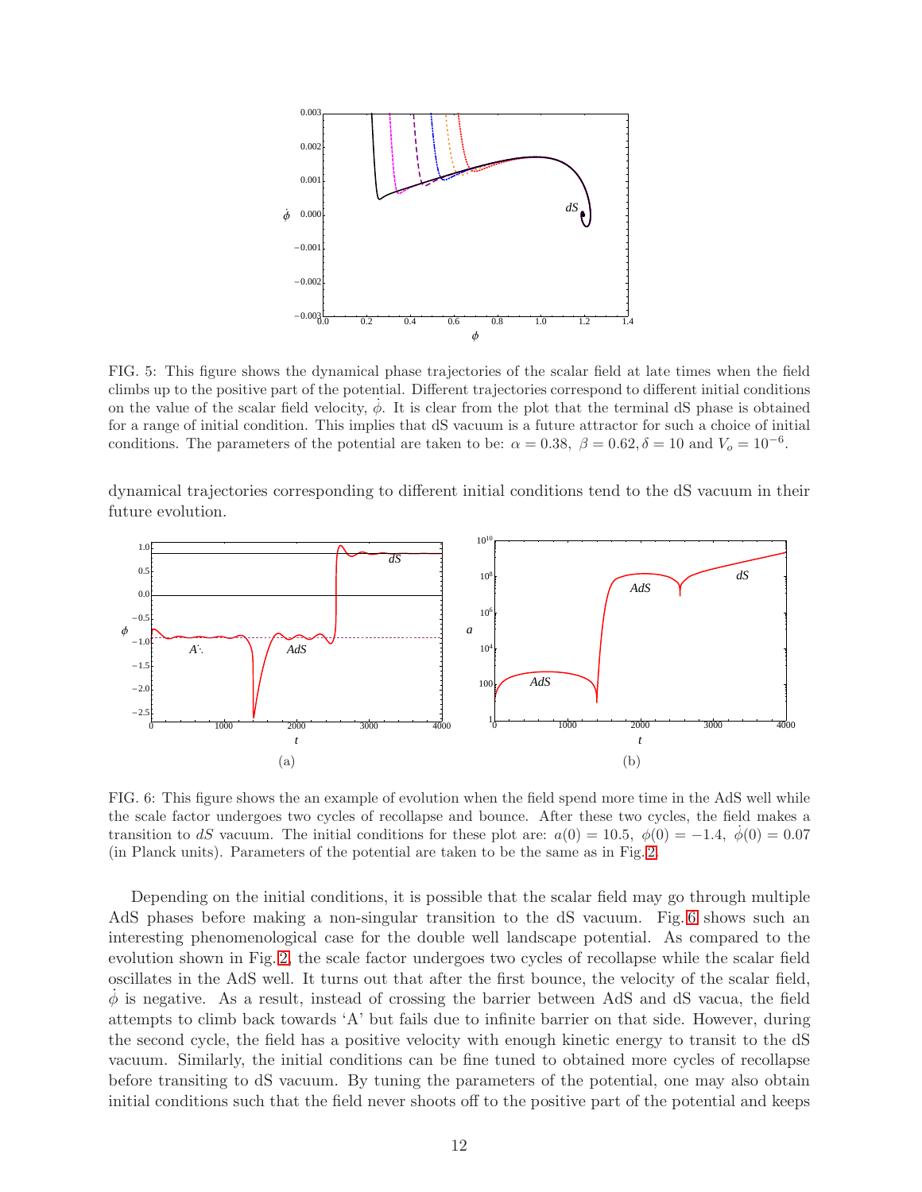FIG. 5: This figure shows the dynamical phase trajectories of the scalar field at late times when the field climbs up to the positive part of the potential. Different trajectories correspond to different initial conditions on the value of the scalar field velocity, $\dot{\phi}$. It is clear from the plot that the terminal dS phase is obtained for a range of initial condition. This implies that dS vacuum is a future attractor for such a choice of initial conditions. The parameters of the potential are taken to be: $\alpha = 0.38,\ \beta = 0.62, \delta = 10$ and $V_o = 10^{-6}$.

dynamical trajectories corresponding to different initial conditions tend to the dS vacuum in their future evolution.

(a)

(b)

FIG. 6: This figure shows the an example of evolution when the field spend more time in the AdS well while the scale factor undergoes two cycles of recollapse and bounce. After these two cycles, the field makes a transition to $dS$ vacuum. The initial conditions for these plot are: $a(0) = 10.5,\ \phi(0) = -1.4,\ \dot{\phi}(0) = 0.07$ (in Planck units). Parameters of the potential are taken to be the same as in Fig. 2.

Depending on the initial conditions, it is possible that the scalar field may go through multiple AdS phases before making a non-singular transition to the dS vacuum. Fig. 6 shows such an interesting phenomenological case for the double well landscape potential. As compared to the evolution shown in Fig. 2, the scale factor undergoes two cycles of recollapse while the scalar field oscillates in the AdS well. It turns out that after the first bounce, the velocity of the scalar field, $\dot{\phi}$ is negative. As a result, instead of crossing the barrier between AdS and dS vacua, the field attempts to climb back towards 'A' but fails due to infinite barrier on that side. However, during the second cycle, the field has a positive velocity with enough kinetic energy to transit to the dS vacuum. Similarly, the initial conditions can be fine tuned to obtained more cycles of recollapse before transiting to dS vacuum. By tuning the parameters of the potential, one may also obtain initial conditions such that the field never shoots off to the positive part of the potential and keeps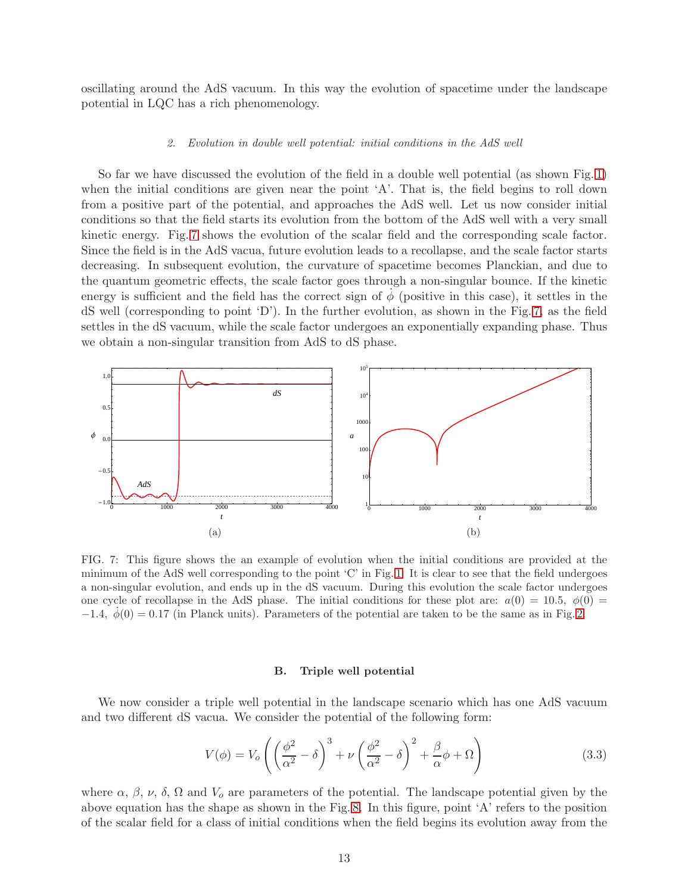oscillating around the AdS vacuum. In this way the evolution of spacetime under the landscape potential in LQC has a rich phenomenology.

#### *2. Evolution in double well potential: initial conditions in the AdS well*

So far we have discussed the evolution of the field in a double well potential (as shown Fig. 1) when the initial conditions are given near the point 'A'. That is, the field begins to roll down from a positive part of the potential, and approaches the AdS well. Let us now consider initial conditions so that the field starts its evolution from the bottom of the AdS well with a very small kinetic energy. Fig. 7 shows the evolution of the scalar field and the corresponding scale factor. Since the field is in the AdS vacua, future evolution leads to a recollapse, and the scale factor starts decreasing. In subsequent evolution, the curvature of spacetime becomes Planckian, and due to the quantum geometric effects, the scale factor goes through a non-singular bounce. If the kinetic energy is sufficient and the field has the correct sign of $\dot{\phi}$ (positive in this case), it settles in the dS well (corresponding to point 'D'). In the further evolution, as shown in the Fig. 7, as the field settles in the dS vacuum, while the scale factor undergoes an exponentially expanding phase. Thus we obtain a non-singular transition from AdS to dS phase.

(a) (b)

FIG. 7: This figure shows the an example of evolution when the initial conditions are provided at the minimum of the AdS well corresponding to the point 'C' in Fig. 1. It is clear to see that the field undergoes a non-singular evolution, and ends up in the dS vacuum. During this evolution the scale factor undergoes one cycle of recollapse in the AdS phase. The initial conditions for these plot are: $a(0) = 10.5$, $\phi(0) = -1.4$, $\dot{\phi}(0) = 0.17$ (in Planck units). Parameters of the potential are taken to be the same as in Fig. 2.

### B. Triple well potential

We now consider a triple well potential in the landscape scenario which has one AdS vacuum and two different dS vacua. We consider the potential of the following form:

$$V(\phi) = V_o \left( \left( \frac{\phi^2}{\alpha^2} - \delta \right)^3 + \nu \left( \frac{\phi^2}{\alpha^2} - \delta \right)^2 + \frac{\beta}{\alpha}\phi + \Omega \right) \tag{3.3}$$

where $\alpha$, $\beta$, $\nu$, $\delta$, $\Omega$ and $V_o$ are parameters of the potential. The landscape potential given by the above equation has the shape as shown in the Fig. 8. In this figure, point 'A' refers to the position of the scalar field for a class of initial conditions when the field begins its evolution away from the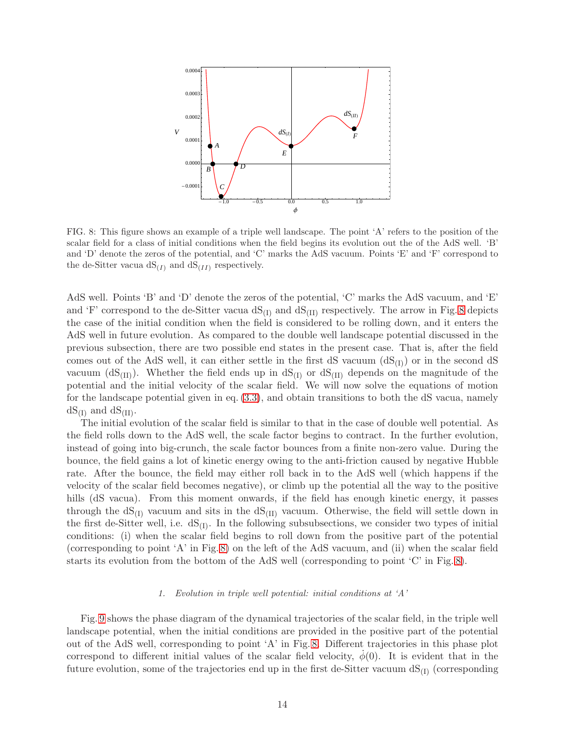FIG. 8: This figure shows an example of a triple well landscape. The point 'A' refers to the position of the scalar field for a class of initial conditions when the field begins its evolution out the of the AdS well. 'B' and 'D' denote the zeros of the potential, and 'C' marks the AdS vacuum. Points 'E' and 'F' correspond to the de-Sitter vacua $\mathrm{dS}_{(I)}$ and $\mathrm{dS}_{(II)}$ respectively.

AdS well. Points 'B' and 'D' denote the zeros of the potential, 'C' marks the AdS vacuum, and 'E' and 'F' correspond to the de-Sitter vacua $\mathrm{dS}_{(\mathrm{I})}$ and $\mathrm{dS}_{(\mathrm{II})}$ respectively. The arrow in Fig. 8 depicts the case of the initial condition when the field is considered to be rolling down, and it enters the AdS well in future evolution. As compared to the double well landscape potential discussed in the previous subsection, there are two possible end states in the present case. That is, after the field comes out of the AdS well, it can either settle in the first dS vacuum ($\mathrm{dS}_{(\mathrm{I})}$) or in the second dS vacuum ($\mathrm{dS}_{(\mathrm{II})}$). Whether the field ends up in $\mathrm{dS}_{(\mathrm{I})}$ or $\mathrm{dS}_{(\mathrm{II})}$ depends on the magnitude of the potential and the initial velocity of the scalar field. We will now solve the equations of motion for the landscape potential given in eq. (3.3), and obtain transitions to both the dS vacua, namely $\mathrm{dS}_{(\mathrm{I})}$ and $\mathrm{dS}_{(\mathrm{II})}$.

The initial evolution of the scalar field is similar to that in the case of double well potential. As the field rolls down to the AdS well, the scale factor begins to contract. In the further evolution, instead of going into big-crunch, the scale factor bounces from a finite non-zero value. During the bounce, the field gains a lot of kinetic energy owing to the anti-friction caused by negative Hubble rate. After the bounce, the field may either roll back in to the AdS well (which happens if the velocity of the scalar field becomes negative), or climb up the potential all the way to the positive hills (dS vacua). From this moment onwards, if the field has enough kinetic energy, it passes through the $\mathrm{dS}_{(\mathrm{I})}$ vacuum and sits in the $\mathrm{dS}_{(\mathrm{II})}$ vacuum. Otherwise, the field will settle down in the first de-Sitter well, i.e. $\mathrm{dS}_{(\mathrm{I})}$. In the following subsubsections, we consider two types of initial conditions: (i) when the scalar field begins to roll down from the positive part of the potential (corresponding to point 'A' in Fig. 8) on the left of the AdS vacuum, and (ii) when the scalar field starts its evolution from the bottom of the AdS well (corresponding to point 'C' in Fig. 8).

#### 1. *Evolution in triple well potential: initial conditions at 'A'*

Fig. 9 shows the phase diagram of the dynamical trajectories of the scalar field, in the triple well landscape potential, when the initial conditions are provided in the positive part of the potential out of the AdS well, corresponding to point 'A' in Fig. 8. Different trajectories in this phase plot correspond to different initial values of the scalar field velocity, $\dot{\phi}(0)$. It is evident that in the future evolution, some of the trajectories end up in the first de-Sitter vacuum $\mathrm{dS}_{(\mathrm{I})}$ (corresponding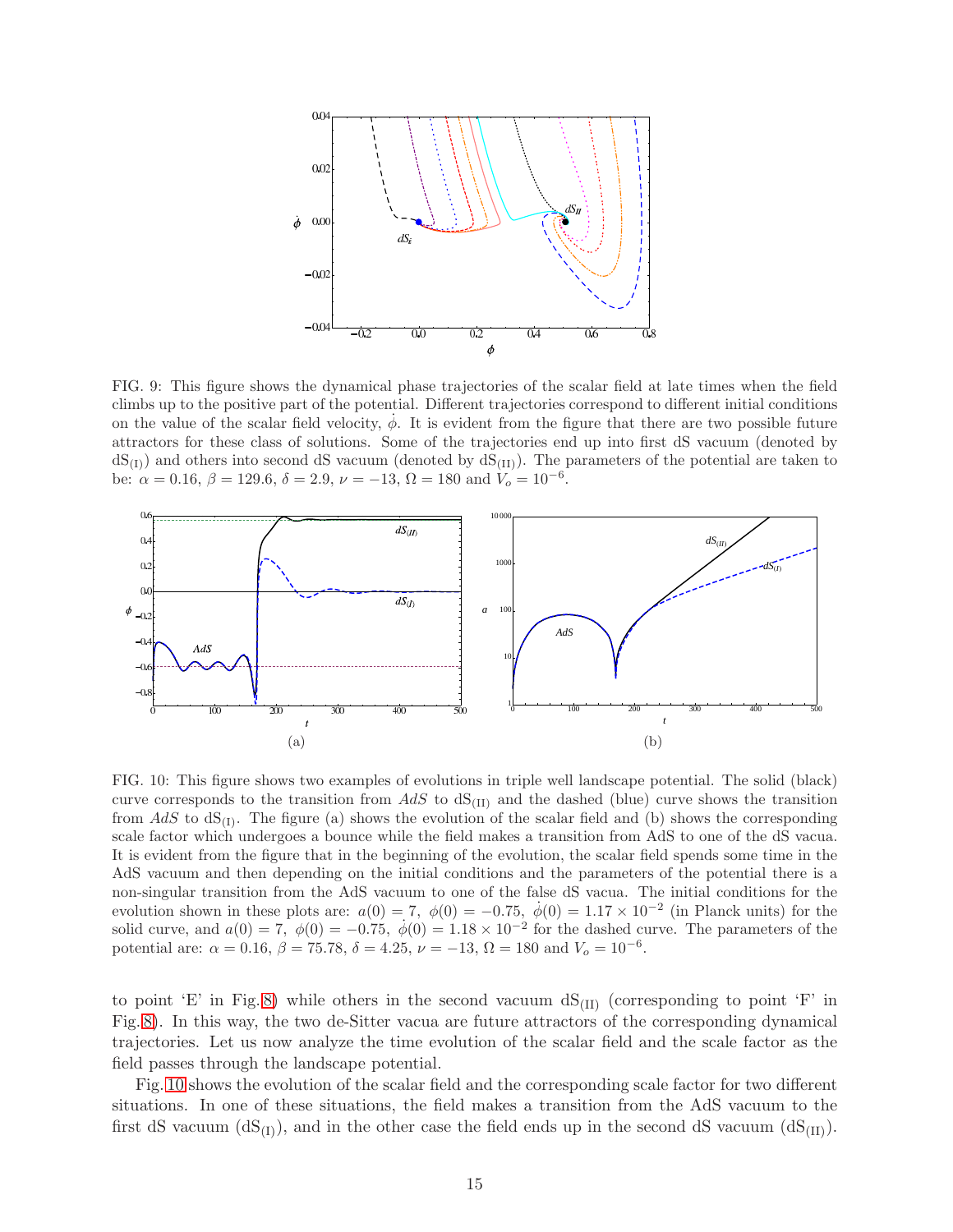FIG. 9: This figure shows the dynamical phase trajectories of the scalar field at late times when the field climbs up to the positive part of the potential. Different trajectories correspond to different initial conditions on the value of the scalar field velocity, $\dot{\phi}$. It is evident from the figure that there are two possible future attractors for these class of solutions. Some of the trajectories end up into first dS vacuum (denoted by $dS_{(I)}$) and others into second dS vacuum (denoted by $dS_{(II)}$). The parameters of the potential are taken to be: $\alpha = 0.16$, $\beta = 129.6$, $\delta = 2.9$, $\nu = -13$, $\Omega = 180$ and $V_o = 10^{-6}$.

(a)

(b)

FIG. 10: This figure shows two examples of evolutions in triple well landscape potential. The solid (black) curve corresponds to the transition from $AdS$ to $dS_{(II)}$ and the dashed (blue) curve shows the transition from $AdS$ to $dS_{(I)}$. The figure (a) shows the evolution of the scalar field and (b) shows the corresponding scale factor which undergoes a bounce while the field makes a transition from AdS to one of the dS vacua. It is evident from the figure that in the beginning of the evolution, the scalar field spends some time in the AdS vacuum and then depending on the initial conditions and the parameters of the potential there is a non-singular transition from the AdS vacuum to one of the false dS vacua. The initial conditions for the evolution shown in these plots are: $a(0) = 7$, $\phi(0) = -0.75$, $\dot{\phi}(0) = 1.17 \times 10^{-2}$ (in Planck units) for the solid curve, and $a(0) = 7$, $\phi(0) = -0.75$, $\dot{\phi}(0) = 1.18 \times 10^{-2}$ for the dashed curve. The parameters of the potential are: $\alpha = 0.16$, $\beta = 75.78$, $\delta = 4.25$, $\nu = -13$, $\Omega = 180$ and $V_o = 10^{-6}$.

to point 'E' in Fig. 8) while others in the second vacuum $dS_{(II)}$ (corresponding to point 'F' in Fig. 8). In this way, the two de-Sitter vacua are future attractors of the corresponding dynamical trajectories. Let us now analyze the time evolution of the scalar field and the scale factor as the field passes through the landscape potential.

Fig. 10 shows the evolution of the scalar field and the corresponding scale factor for two different situations. In one of these situations, the field makes a transition from the AdS vacuum to the first dS vacuum ($dS_{(I)}$), and in the other case the field ends up in the second dS vacuum ($dS_{(II)}$).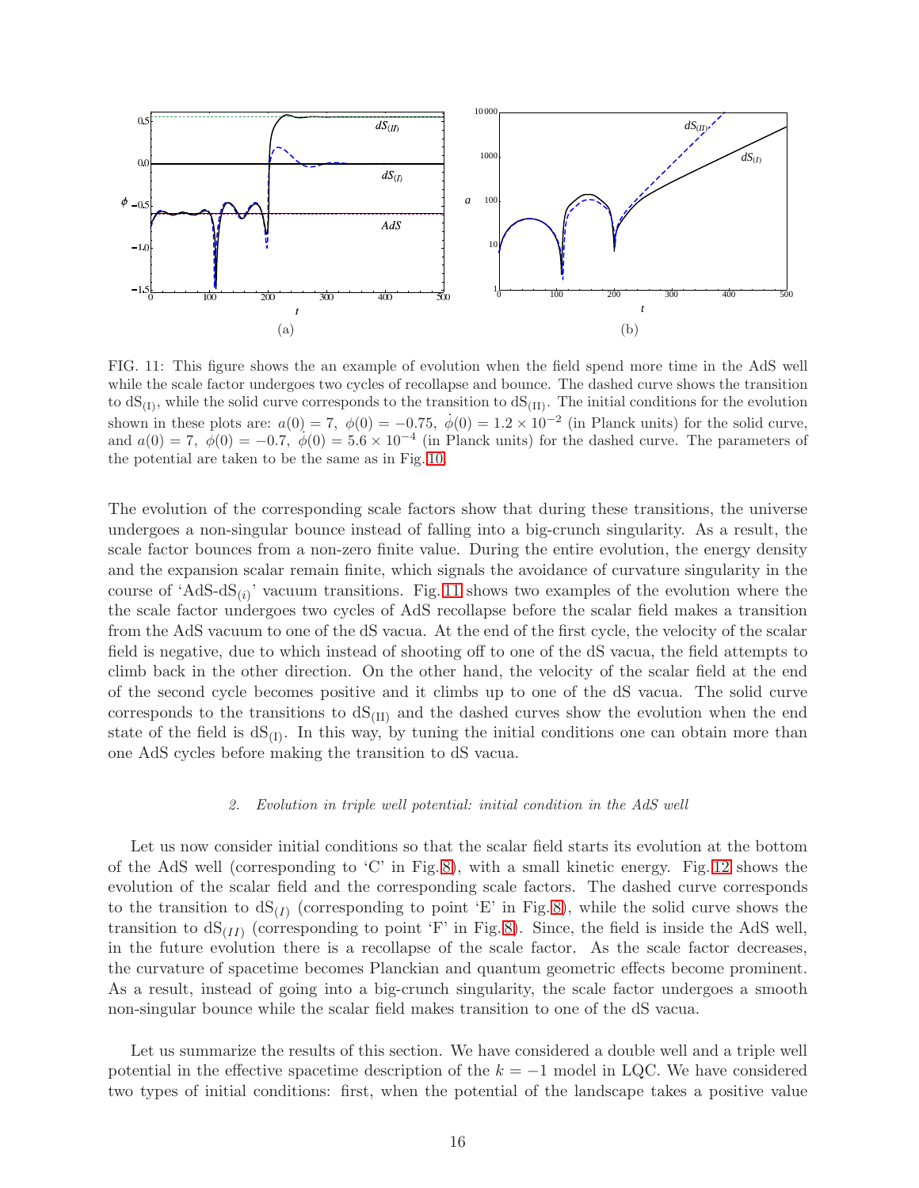FIG. 11: This figure shows the an example of evolution when the field spend more time in the AdS well while the scale factor undergoes two cycles of recollapse and bounce. The dashed curve shows the transition to $\mathrm{dS}_{(\mathrm{I})}$, while the solid curve corresponds to the transition to $\mathrm{dS}_{(\mathrm{II})}$. The initial conditions for the evolution shown in these plots are: $a(0) = 7,\ \phi(0) = -0.75,\ \dot{\phi}(0) = 1.2 \times 10^{-2}$ (in Planck units) for the solid curve, and $a(0) = 7,\ \phi(0) = -0.7,\ \dot{\phi}(0) = 5.6 \times 10^{-4}$ (in Planck units) for the dashed curve. The parameters of the potential are taken to be the same as in Fig. 10.

The evolution of the corresponding scale factors show that during these transitions, the universe undergoes a non-singular bounce instead of falling into a big-crunch singularity. As a result, the scale factor bounces from a non-zero finite value. During the entire evolution, the energy density and the expansion scalar remain finite, which signals the avoidance of curvature singularity in the course of 'AdS-$\mathrm{dS}_{(i)}$' vacuum transitions. Fig. 11 shows two examples of the evolution where the the scale factor undergoes two cycles of AdS recollapse before the scalar field makes a transition from the AdS vacuum to one of the dS vacua. At the end of the first cycle, the velocity of the scalar field is negative, due to which instead of shooting off to one of the dS vacua, the field attempts to climb back in the other direction. On the other hand, the velocity of the scalar field at the end of the second cycle becomes positive and it climbs up to one of the dS vacua. The solid curve corresponds to the transitions to $\mathrm{dS}_{(\mathrm{II})}$ and the dashed curves show the evolution when the end state of the field is $\mathrm{dS}_{(\mathrm{I})}$. In this way, by tuning the initial conditions one can obtain more than one AdS cycles before making the transition to dS vacua.

### 2. *Evolution in triple well potential: initial condition in the AdS well*

Let us now consider initial conditions so that the scalar field starts its evolution at the bottom of the AdS well (corresponding to 'C' in Fig. 8), with a small kinetic energy. Fig. 12 shows the evolution of the scalar field and the corresponding scale factors. The dashed curve corresponds to the transition to $\mathrm{dS}_{(I)}$ (corresponding to point 'E' in Fig. 8), while the solid curve shows the transition to $\mathrm{dS}_{(II)}$ (corresponding to point 'F' in Fig. 8). Since, the field is inside the AdS well, in the future evolution there is a recollapse of the scale factor. As the scale factor decreases, the curvature of spacetime becomes Planckian and quantum geometric effects become prominent. As a result, instead of going into a big-crunch singularity, the scale factor undergoes a smooth non-singular bounce while the scalar field makes transition to one of the dS vacua.

Let us summarize the results of this section. We have considered a double well and a triple well potential in the effective spacetime description of the $k = -1$ model in LQC. We have considered two types of initial conditions: first, when the potential of the landscape takes a positive value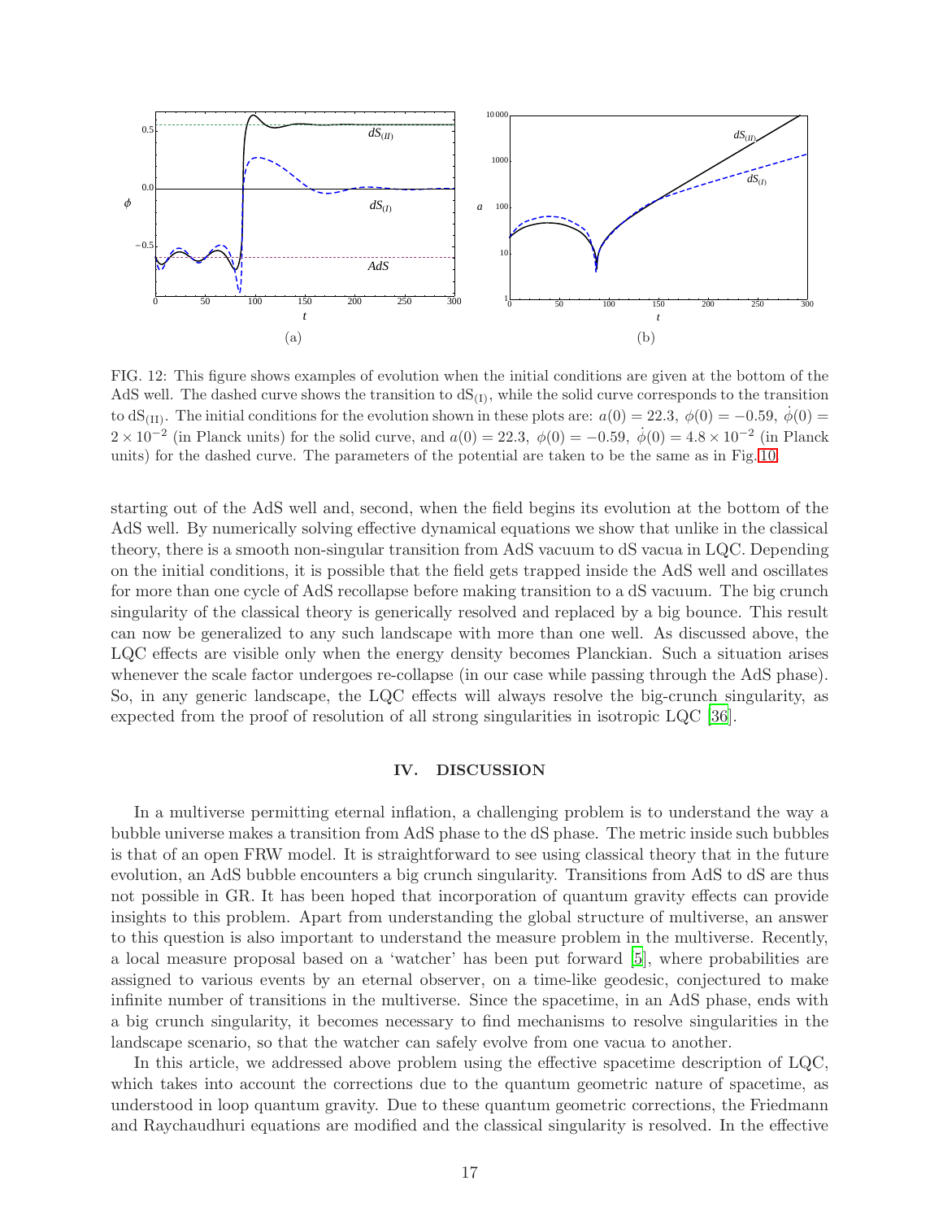FIG. 12: This figure shows examples of evolution when the initial conditions are given at the bottom of the AdS well. The dashed curve shows the transition to $dS_{(I)}$, while the solid curve corresponds to the transition to $dS_{(II)}$. The initial conditions for the evolution shown in these plots are: $a(0) = 22.3$, $\phi(0) = -0.59$, $\dot{\phi}(0) = 2 \times 10^{-2}$ (in Planck units) for the solid curve, and $a(0) = 22.3$, $\phi(0) = -0.59$, $\dot{\phi}(0) = 4.8 \times 10^{-2}$ (in Planck units) for the dashed curve. The parameters of the potential are taken to be the same as in Fig. 10.

starting out of the AdS well and, second, when the field begins its evolution at the bottom of the AdS well. By numerically solving effective dynamical equations we show that unlike in the classical theory, there is a smooth non-singular transition from AdS vacuum to dS vacua in LQC. Depending on the initial conditions, it is possible that the field gets trapped inside the AdS well and oscillates for more than one cycle of AdS recollapse before making transition to a dS vacuum. The big crunch singularity of the classical theory is generically resolved and replaced by a big bounce. This result can now be generalized to any such landscape with more than one well. As discussed above, the LQC effects are visible only when the energy density becomes Planckian. Such a situation arises whenever the scale factor undergoes re-collapse (in our case while passing through the AdS phase). So, in any generic landscape, the LQC effects will always resolve the big-crunch singularity, as expected from the proof of resolution of all strong singularities in isotropic LQC [36].

## IV. DISCUSSION

In a multiverse permitting eternal inflation, a challenging problem is to understand the way a bubble universe makes a transition from AdS phase to the dS phase. The metric inside such bubbles is that of an open FRW model. It is straightforward to see using classical theory that in the future evolution, an AdS bubble encounters a big crunch singularity. Transitions from AdS to dS are thus not possible in GR. It has been hoped that incorporation of quantum gravity effects can provide insights to this problem. Apart from understanding the global structure of multiverse, an answer to this question is also important to understand the measure problem in the multiverse. Recently, a local measure proposal based on a 'watcher' has been put forward [5], where probabilities are assigned to various events by an eternal observer, on a time-like geodesic, conjectured to make infinite number of transitions in the multiverse. Since the spacetime, in an AdS phase, ends with a big crunch singularity, it becomes necessary to find mechanisms to resolve singularities in the landscape scenario, so that the watcher can safely evolve from one vacua to another.

In this article, we addressed above problem using the effective spacetime description of LQC, which takes into account the corrections due to the quantum geometric nature of spacetime, as understood in loop quantum gravity. Due to these quantum geometric corrections, the Friedmann and Raychaudhuri equations are modified and the classical singularity is resolved. In the effective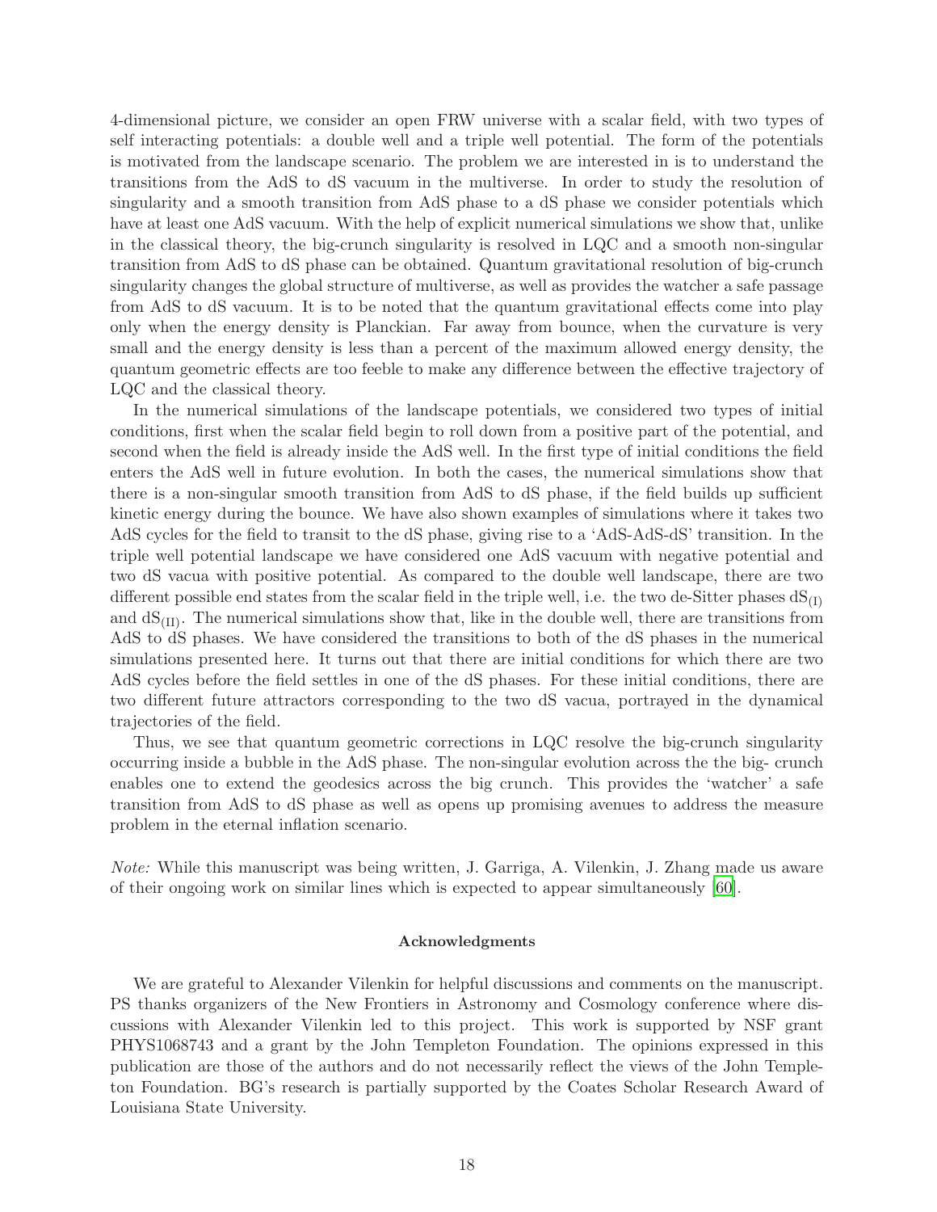4-dimensional picture, we consider an open FRW universe with a scalar field, with two types of self interacting potentials: a double well and a triple well potential. The form of the potentials is motivated from the landscape scenario. The problem we are interested in is to understand the transitions from the AdS to dS vacuum in the multiverse. In order to study the resolution of singularity and a smooth transition from AdS phase to a dS phase we consider potentials which have at least one AdS vacuum. With the help of explicit numerical simulations we show that, unlike in the classical theory, the big-crunch singularity is resolved in LQC and a smooth non-singular transition from AdS to dS phase can be obtained. Quantum gravitational resolution of big-crunch singularity changes the global structure of multiverse, as well as provides the watcher a safe passage from AdS to dS vacuum. It is to be noted that the quantum gravitational effects come into play only when the energy density is Planckian. Far away from bounce, when the curvature is very small and the energy density is less than a percent of the maximum allowed energy density, the quantum geometric effects are too feeble to make any difference between the effective trajectory of LQC and the classical theory.

In the numerical simulations of the landscape potentials, we considered two types of initial conditions, first when the scalar field begin to roll down from a positive part of the potential, and second when the field is already inside the AdS well. In the first type of initial conditions the field enters the AdS well in future evolution. In both the cases, the numerical simulations show that there is a non-singular smooth transition from AdS to dS phase, if the field builds up sufficient kinetic energy during the bounce. We have also shown examples of simulations where it takes two AdS cycles for the field to transit to the dS phase, giving rise to a 'AdS-AdS-dS' transition. In the triple well potential landscape we have considered one AdS vacuum with negative potential and two dS vacua with positive potential. As compared to the double well landscape, there are two different possible end states from the scalar field in the triple well, i.e. the two de-Sitter phases $\mathrm{dS}_{(\mathrm{I})}$ and $\mathrm{dS}_{(\mathrm{II})}$. The numerical simulations show that, like in the double well, there are transitions from AdS to dS phases. We have considered the transitions to both of the dS phases in the numerical simulations presented here. It turns out that there are initial conditions for which there are two AdS cycles before the field settles in one of the dS phases. For these initial conditions, there are two different future attractors corresponding to the two dS vacua, portrayed in the dynamical trajectories of the field.

Thus, we see that quantum geometric corrections in LQC resolve the big-crunch singularity occurring inside a bubble in the AdS phase. The non-singular evolution across the the big- crunch enables one to extend the geodesics across the big crunch. This provides the 'watcher' a safe transition from AdS to dS phase as well as opens up promising avenues to address the measure problem in the eternal inflation scenario.

*Note:* While this manuscript was being written, J. Garriga, A. Vilenkin, J. Zhang made us aware of their ongoing work on similar lines which is expected to appear simultaneously [60].

#### Acknowledgments

We are grateful to Alexander Vilenkin for helpful discussions and comments on the manuscript. PS thanks organizers of the New Frontiers in Astronomy and Cosmology conference where discussions with Alexander Vilenkin led to this project. This work is supported by NSF grant PHYS1068743 and a grant by the John Templeton Foundation. The opinions expressed in this publication are those of the authors and do not necessarily reflect the views of the John Templeton Foundation. BG's research is partially supported by the Coates Scholar Research Award of Louisiana State University.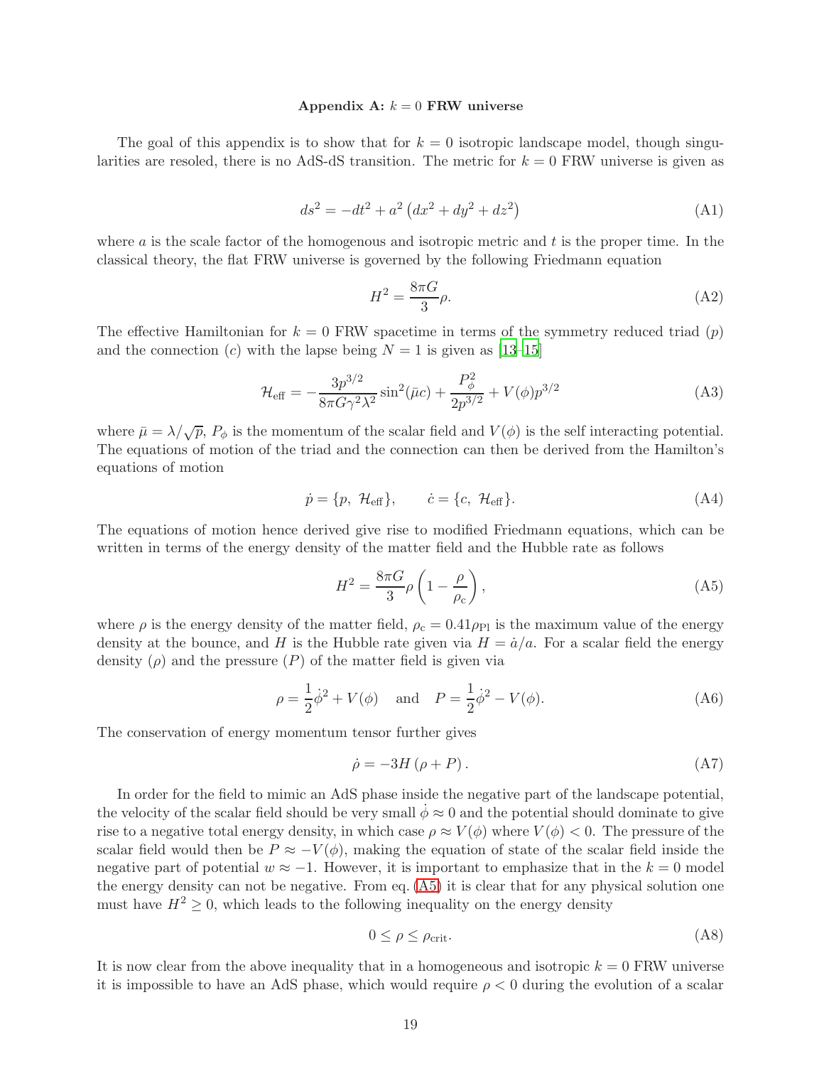### Appendix A: $k = 0$ FRW universe

The goal of this appendix is to show that for $k = 0$ isotropic landscape model, though singularities are resoled, there is no AdS-dS transition. The metric for $k = 0$ FRW universe is given as

$$ds^2 = -dt^2 + a^2 \left(dx^2 + dy^2 + dz^2\right) \tag{A1}$$

where $a$ is the scale factor of the homogenous and isotropic metric and $t$ is the proper time. In the classical theory, the flat FRW universe is governed by the following Friedmann equation

$$H^2 = \frac{8\pi G}{3}\rho. \tag{A2}$$

The effective Hamiltonian for $k = 0$ FRW spacetime in terms of the symmetry reduced triad ($p$) and the connection ($c$) with the lapse being $N = 1$ is given as [13–15]

$$\mathcal{H}_{\text{eff}} = -\frac{3p^{3/2}}{8\pi G\gamma^2\lambda^2}\sin^2(\bar{\mu}c) + \frac{P_\phi^2}{2p^{3/2}} + V(\phi)p^{3/2} \tag{A3}$$

where $\bar{\mu} = \lambda/\sqrt{p}$, $P_\phi$ is the momentum of the scalar field and $V(\phi)$ is the self interacting potential. The equations of motion of the triad and the connection can then be derived from the Hamilton's equations of motion

$$\dot{p} = \{p,\ \mathcal{H}_{\text{eff}}\}, \qquad \dot{c} = \{c,\ \mathcal{H}_{\text{eff}}\}. \tag{A4}$$

The equations of motion hence derived give rise to modified Friedmann equations, which can be written in terms of the energy density of the matter field and the Hubble rate as follows

$$H^2 = \frac{8\pi G}{3}\rho\left(1 - \frac{\rho}{\rho_{\text{c}}}\right), \tag{A5}$$

where $\rho$ is the energy density of the matter field, $\rho_{\text{c}} = 0.41\rho_{\text{Pl}}$ is the maximum value of the energy density at the bounce, and $H$ is the Hubble rate given via $H = \dot{a}/a$. For a scalar field the energy density ($\rho$) and the pressure ($P$) of the matter field is given via

$$\rho = \frac{1}{2}\dot{\phi}^2 + V(\phi) \quad \text{and} \quad P = \frac{1}{2}\dot{\phi}^2 - V(\phi). \tag{A6}$$

The conservation of energy momentum tensor further gives

$$\dot{\rho} = -3H\left(\rho + P\right). \tag{A7}$$

In order for the field to mimic an AdS phase inside the negative part of the landscape potential, the velocity of the scalar field should be very small $\dot{\phi} \approx 0$ and the potential should dominate to give rise to a negative total energy density, in which case $\rho \approx V(\phi)$ where $V(\phi) < 0$. The pressure of the scalar field would then be $P \approx -V(\phi)$, making the equation of state of the scalar field inside the negative part of potential $w \approx -1$. However, it is important to emphasize that in the $k = 0$ model the energy density can not be negative. From eq. (A5) it is clear that for any physical solution one must have $H^2 \geq 0$, which leads to the following inequality on the energy density

$$0 \leq \rho \leq \rho_{\text{crit}}. \tag{A8}$$

It is now clear from the above inequality that in a homogeneous and isotropic $k = 0$ FRW universe it is impossible to have an AdS phase, which would require $\rho < 0$ during the evolution of a scalar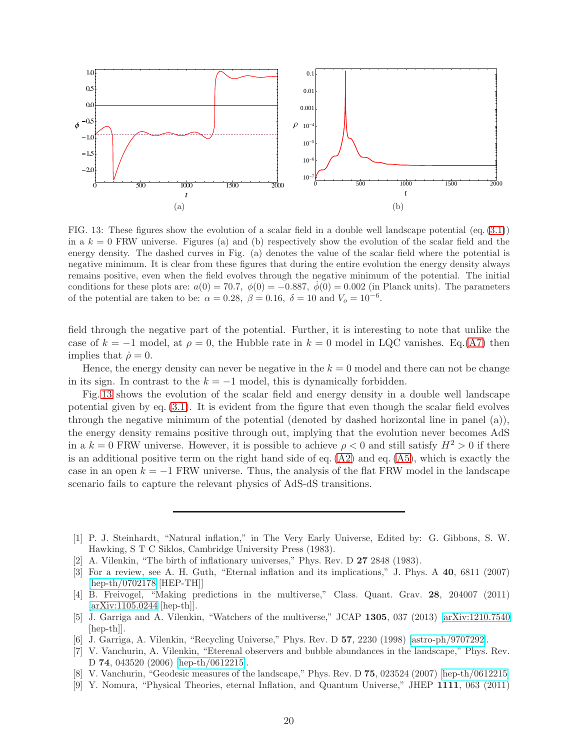FIG. 13: These figures show the evolution of a scalar field in a double well landscape potential (eq. (3.1)) in a $k = 0$ FRW universe. Figures (a) and (b) respectively show the evolution of the scalar field and the energy density. The dashed curves in Fig. (a) denotes the value of the scalar field where the potential is negative minimum. It is clear from these figures that during the entire evolution the energy density always remains positive, even when the field evolves through the negative minimum of the potential. The initial conditions for these plots are: $a(0) = 70.7$, $\phi(0) = -0.887$, $\dot{\phi}(0) = 0.002$ (in Planck units). The parameters of the potential are taken to be: $\alpha = 0.28$, $\beta = 0.16$, $\delta = 10$ and $V_o = 10^{-6}$.

field through the negative part of the potential. Further, it is interesting to note that unlike the case of $k = -1$ model, at $\rho = 0$, the Hubble rate in $k = 0$ model in LQC vanishes. Eq.(A7) then implies that $\dot{\rho} = 0$.

Hence, the energy density can never be negative in the $k = 0$ model and there can not be change in its sign. In contrast to the $k = -1$ model, this is dynamically forbidden.

Fig. 13 shows the evolution of the scalar field and energy density in a double well landscape potential given by eq. (3.1). It is evident from the figure that even though the scalar field evolves through the negative minimum of the potential (denoted by dashed horizontal line in panel (a)), the energy density remains positive through out, implying that the evolution never becomes AdS in a $k = 0$ FRW universe. However, it is possible to achieve $\rho < 0$ and still satisfy $H^2 > 0$ if there is an additional positive term on the right hand side of eq. (A2) and eq. (A5), which is exactly the case in an open $k = -1$ FRW universe. Thus, the analysis of the flat FRW model in the landscape scenario fails to capture the relevant physics of AdS-dS transitions.

---

[1] P. J. Steinhardt, "Natural inflation," in The Very Early Universe, Edited by: G. Gibbons, S. W. Hawking, S T C Siklos, Cambridge University Press (1983).

[2] A. Vilenkin, "The birth of inflationary universes," Phys. Rev. D **27** 2848 (1983).

[3] For a review, see A. H. Guth, "Eternal inflation and its implications," J. Phys. A **40**, 6811 (2007) [hep-th/0702178 [HEP-TH]]

[4] B. Freivogel, "Making predictions in the multiverse," Class. Quant. Grav. **28**, 204007 (2011) [arXiv:1105.0244 [hep-th]].

[5] J. Garriga and A. Vilenkin, "Watchers of the multiverse," JCAP **1305**, 037 (2013) [arXiv:1210.7540 [hep-th]].

[6] J. Garriga, A. Vilenkin, "Recycling Universe," Phys. Rev. D **57**, 2230 (1998) [astro-ph/9707292].

[7] V. Vanchurin, A. Vilenkin, "Eterenal observers and bubble abundances in the landscape," Phys. Rev. D **74**, 043520 (2006) [hep-th/0612215].

[8] V. Vanchurin, "Geodesic measures of the landscape," Phys. Rev. D **75**, 023524 (2007) [hep-th/0612215]

[9] Y. Nomura, "Physical Theories, eternal Inflation, and Quantum Universe," JHEP **1111**, 063 (2011)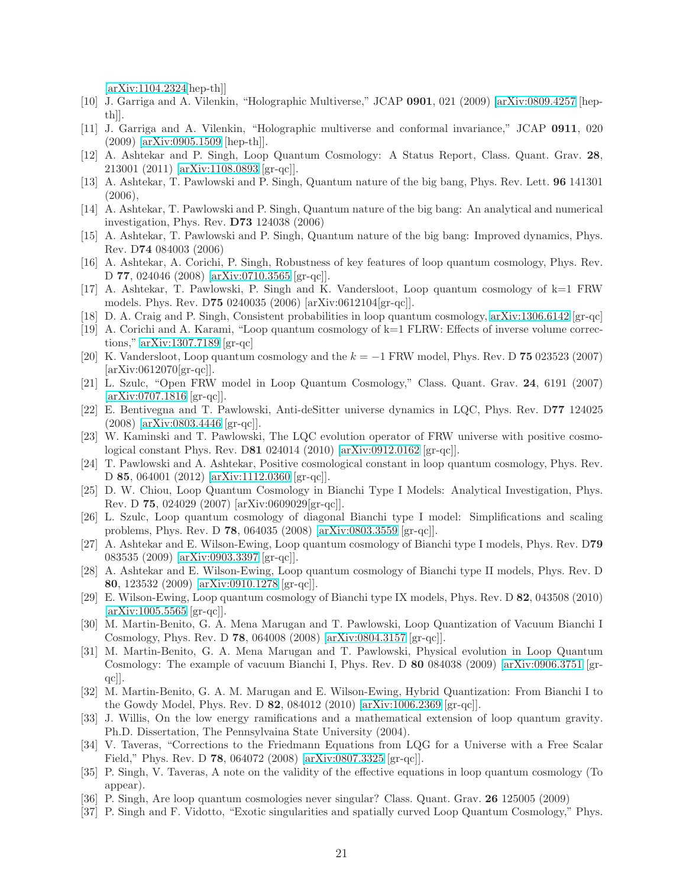[arXiv:1104.2324[hep-th]]

[10] J. Garriga and A. Vilenkin, “Holographic Multiverse,” JCAP **0901**, 021 (2009) [arXiv:0809.4257 [hep-th]].

[11] J. Garriga and A. Vilenkin, “Holographic multiverse and conformal invariance,” JCAP **0911**, 020 (2009) [arXiv:0905.1509 [hep-th]].

[12] A. Ashtekar and P. Singh, Loop Quantum Cosmology: A Status Report, Class. Quant. Grav. **28**, 213001 (2011) [arXiv:1108.0893 [gr-qc]].

[13] A. Ashtekar, T. Pawlowski and P. Singh, Quantum nature of the big bang, Phys. Rev. Lett. **96** 141301 (2006),

[14] A. Ashtekar, T. Pawlowski and P. Singh, Quantum nature of the big bang: An analytical and numerical investigation, Phys. Rev. **D73** 124038 (2006)

[15] A. Ashtekar, T. Pawlowski and P. Singh, Quantum nature of the big bang: Improved dynamics, Phys. Rev. D**74** 084003 (2006)

[16] A. Ashtekar, A. Corichi, P. Singh, Robustness of key features of loop quantum cosmology, Phys. Rev. D **77**, 024046 (2008) [arXiv:0710.3565 [gr-qc]].

[17] A. Ashtekar, T. Pawlowski, P. Singh and K. Vandersloot, Loop quantum cosmology of k=1 FRW models. Phys. Rev. D**75** 0240035 (2006) [arXiv:0612104[gr-qc]].

[18] D. A. Craig and P. Singh, Consistent probabilities in loop quantum cosmology, arXiv:1306.6142 [gr-qc]

[19] A. Corichi and A. Karami, “Loop quantum cosmology of k=1 FLRW: Effects of inverse volume corrections,” arXiv:1307.7189 [gr-qc]

[20] K. Vandersloot, Loop quantum cosmology and the $k = -1$ FRW model, Phys. Rev. D **75** 023523 (2007) [arXiv:0612070[gr-qc]].

[21] L. Szulc, “Open FRW model in Loop Quantum Cosmology,” Class. Quant. Grav. **24**, 6191 (2007) [arXiv:0707.1816 [gr-qc]].

[22] E. Bentivegna and T. Pawlowski, Anti-deSitter universe dynamics in LQC, Phys. Rev. D**77** 124025 (2008) [arXiv:0803.4446 [gr-qc]].

[23] W. Kaminski and T. Pawlowski, The LQC evolution operator of FRW universe with positive cosmological constant Phys. Rev. D**81** 024014 (2010) [arXiv:0912.0162 [gr-qc]].

[24] T. Pawlowski and A. Ashtekar, Positive cosmological constant in loop quantum cosmology, Phys. Rev. D **85**, 064001 (2012) [arXiv:1112.0360 [gr-qc]].

[25] D. W. Chiou, Loop Quantum Cosmology in Bianchi Type I Models: Analytical Investigation, Phys. Rev. D **75**, 024029 (2007) [arXiv:0609029[gr-qc]].

[26] L. Szulc, Loop quantum cosmology of diagonal Bianchi type I model: Simplifications and scaling problems, Phys. Rev. D **78**, 064035 (2008) [arXiv:0803.3559 [gr-qc]].

[27] A. Ashtekar and E. Wilson-Ewing, Loop quantum cosmology of Bianchi type I models, Phys. Rev. D**79** 083535 (2009) [arXiv:0903.3397 [gr-qc]].

[28] A. Ashtekar and E. Wilson-Ewing, Loop quantum cosmology of Bianchi type II models, Phys. Rev. D **80**, 123532 (2009) [arXiv:0910.1278 [gr-qc]].

[29] E. Wilson-Ewing, Loop quantum cosmology of Bianchi type IX models, Phys. Rev. D **82**, 043508 (2010) [arXiv:1005.5565 [gr-qc]].

[30] M. Martin-Benito, G. A. Mena Marugan and T. Pawlowski, Loop Quantization of Vacuum Bianchi I Cosmology, Phys. Rev. D **78**, 064008 (2008) [arXiv:0804.3157 [gr-qc]].

[31] M. Martin-Benito, G. A. Mena Marugan and T. Pawlowski, Physical evolution in Loop Quantum Cosmology: The example of vacuum Bianchi I, Phys. Rev. D **80** 084038 (2009) [arXiv:0906.3751 [gr-qc]].

[32] M. Martin-Benito, G. A. M. Marugan and E. Wilson-Ewing, Hybrid Quantization: From Bianchi I to the Gowdy Model, Phys. Rev. D **82**, 084012 (2010) [arXiv:1006.2369 [gr-qc]].

[33] J. Willis, On the low energy ramifications and a mathematical extension of loop quantum gravity. Ph.D. Dissertation, The Pennsylvaina State University (2004).

[34] V. Taveras, “Corrections to the Friedmann Equations from LQG for a Universe with a Free Scalar Field,” Phys. Rev. D **78**, 064072 (2008) [arXiv:0807.3325 [gr-qc]].

[35] P. Singh, V. Taveras, A note on the validity of the effective equations in loop quantum cosmology (To appear).

[36] P. Singh, Are loop quantum cosmologies never singular? Class. Quant. Grav. **26** 125005 (2009)

[37] P. Singh and F. Vidotto, “Exotic singularities and spatially curved Loop Quantum Cosmology,” Phys.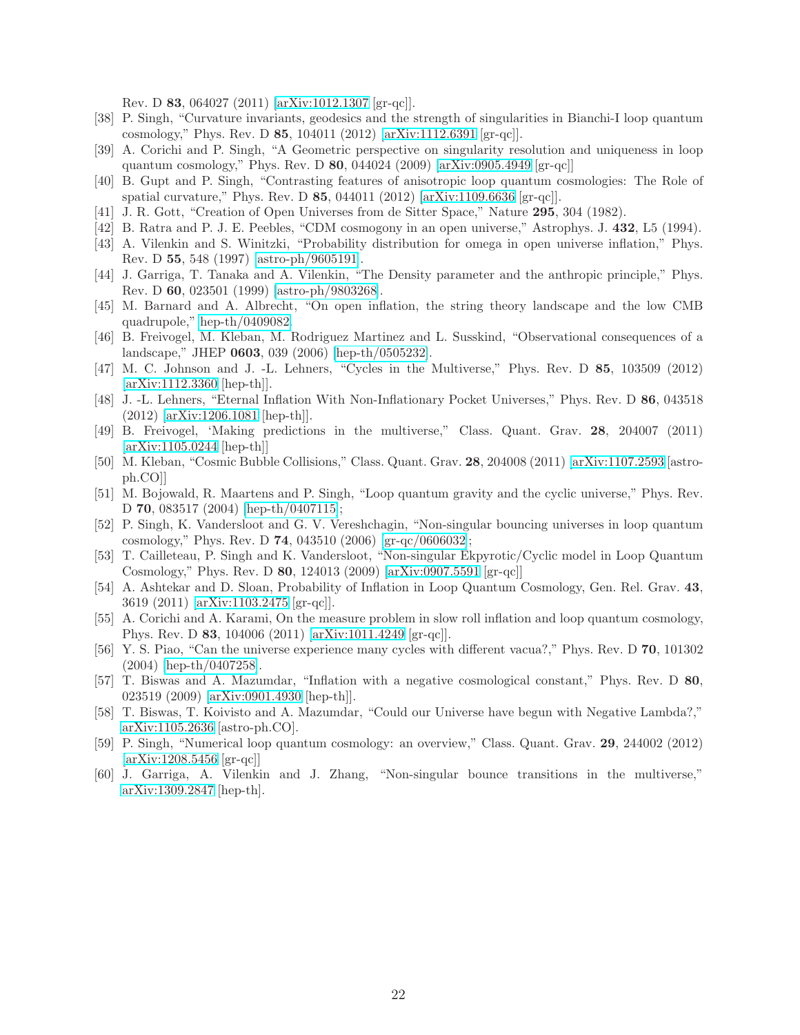Rev. D **83**, 064027 (2011) [arXiv:1012.1307 [gr-qc]].

[38] P. Singh, "Curvature invariants, geodesics and the strength of singularities in Bianchi-I loop quantum cosmology," Phys. Rev. D **85**, 104011 (2012) [arXiv:1112.6391 [gr-qc]].

[39] A. Corichi and P. Singh, "A Geometric perspective on singularity resolution and uniqueness in loop quantum cosmology," Phys. Rev. D **80**, 044024 (2009) [arXiv:0905.4949 [gr-qc]]

[40] B. Gupt and P. Singh, "Contrasting features of anisotropic loop quantum cosmologies: The Role of spatial curvature," Phys. Rev. D **85**, 044011 (2012) [arXiv:1109.6636 [gr-qc]].

[41] J. R. Gott, "Creation of Open Universes from de Sitter Space," Nature **295**, 304 (1982).

[42] B. Ratra and P. J. E. Peebles, "CDM cosmogony in an open universe," Astrophys. J. **432**, L5 (1994).

[43] A. Vilenkin and S. Winitzki, "Probability distribution for omega in open universe inflation," Phys. Rev. D **55**, 548 (1997) [astro-ph/9605191].

[44] J. Garriga, T. Tanaka and A. Vilenkin, "The Density parameter and the anthropic principle," Phys. Rev. D **60**, 023501 (1999) [astro-ph/9803268].

[45] M. Barnard and A. Albrecht, "On open inflation, the string theory landscape and the low CMB quadrupole," hep-th/0409082.

[46] B. Freivogel, M. Kleban, M. Rodriguez Martinez and L. Susskind, "Observational consequences of a landscape," JHEP **0603**, 039 (2006) [hep-th/0505232].

[47] M. C. Johnson and J. -L. Lehners, "Cycles in the Multiverse," Phys. Rev. D **85**, 103509 (2012) [arXiv:1112.3360 [hep-th]].

[48] J. -L. Lehners, "Eternal Inflation With Non-Inflationary Pocket Universes," Phys. Rev. D **86**, 043518 (2012) [arXiv:1206.1081 [hep-th]].

[49] B. Freivogel, 'Making predictions in the multiverse," Class. Quant. Grav. **28**, 204007 (2011) [arXiv:1105.0244 [hep-th]]

[50] M. Kleban, "Cosmic Bubble Collisions," Class. Quant. Grav. **28**, 204008 (2011) [arXiv:1107.2593 [astro-ph.CO]]

[51] M. Bojowald, R. Maartens and P. Singh, "Loop quantum gravity and the cyclic universe," Phys. Rev. D **70**, 083517 (2004) [hep-th/0407115];

[52] P. Singh, K. Vandersloot and G. V. Vereshchagin, "Non-singular bouncing universes in loop quantum cosmology," Phys. Rev. D **74**, 043510 (2006) [gr-qc/0606032];

[53] T. Cailleteau, P. Singh and K. Vandersloot, "Non-singular Ekpyrotic/Cyclic model in Loop Quantum Cosmology," Phys. Rev. D **80**, 124013 (2009) [arXiv:0907.5591 [gr-qc]]

[54] A. Ashtekar and D. Sloan, Probability of Inflation in Loop Quantum Cosmology, Gen. Rel. Grav. **43**, 3619 (2011) [arXiv:1103.2475 [gr-qc]].

[55] A. Corichi and A. Karami, On the measure problem in slow roll inflation and loop quantum cosmology, Phys. Rev. D **83**, 104006 (2011) [arXiv:1011.4249 [gr-qc]].

[56] Y. S. Piao, "Can the universe experience many cycles with different vacua?," Phys. Rev. D **70**, 101302 (2004) [hep-th/0407258].

[57] T. Biswas and A. Mazumdar, "Inflation with a negative cosmological constant," Phys. Rev. D **80**, 023519 (2009) [arXiv:0901.4930 [hep-th]].

[58] T. Biswas, T. Koivisto and A. Mazumdar, "Could our Universe have begun with Negative Lambda?," arXiv:1105.2636 [astro-ph.CO].

[59] P. Singh, "Numerical loop quantum cosmology: an overview," Class. Quant. Grav. **29**, 244002 (2012) [arXiv:1208.5456 [gr-qc]]

[60] J. Garriga, A. Vilenkin and J. Zhang, "Non-singular bounce transitions in the multiverse," arXiv:1309.2847 [hep-th].